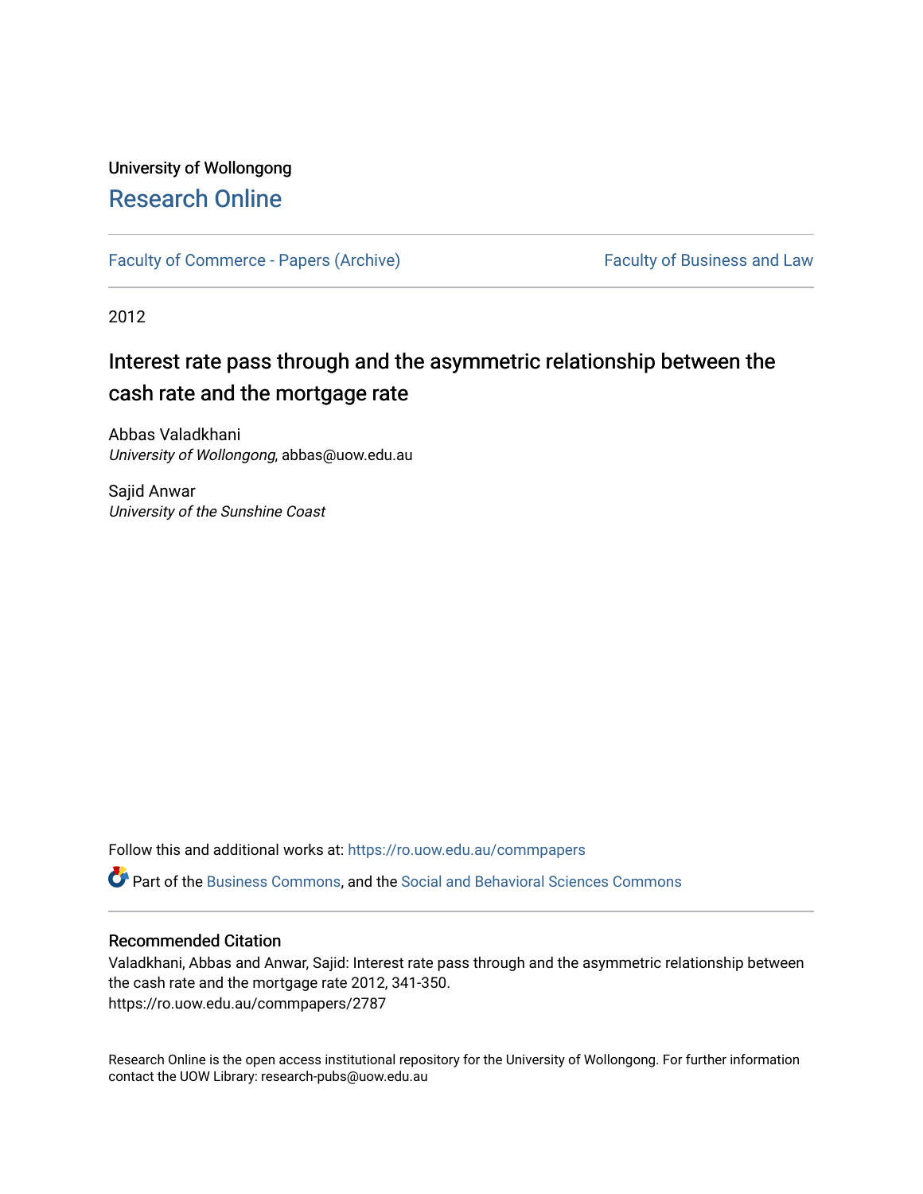University of Wollongong

# Research Online

Faculty of Commerce - Papers (Archive)

Faculty of Business and Law

2012

## Interest rate pass through and the asymmetric relationship between the cash rate and the mortgage rate

Abbas Valadkhani
*University of Wollongong*, abbas@uow.edu.au

Sajid Anwar
*University of the Sunshine Coast*

Follow this and additional works at: https://ro.uow.edu.au/commpapers

Part of the Business Commons, and the Social and Behavioral Sciences Commons

### Recommended Citation

Valadkhani, Abbas and Anwar, Sajid: Interest rate pass through and the asymmetric relationship between the cash rate and the mortgage rate 2012, 341-350.
https://ro.uow.edu.au/commpapers/2787

Research Online is the open access institutional repository for the University of Wollongong. For further information contact the UOW Library: research-pubs@uow.edu.au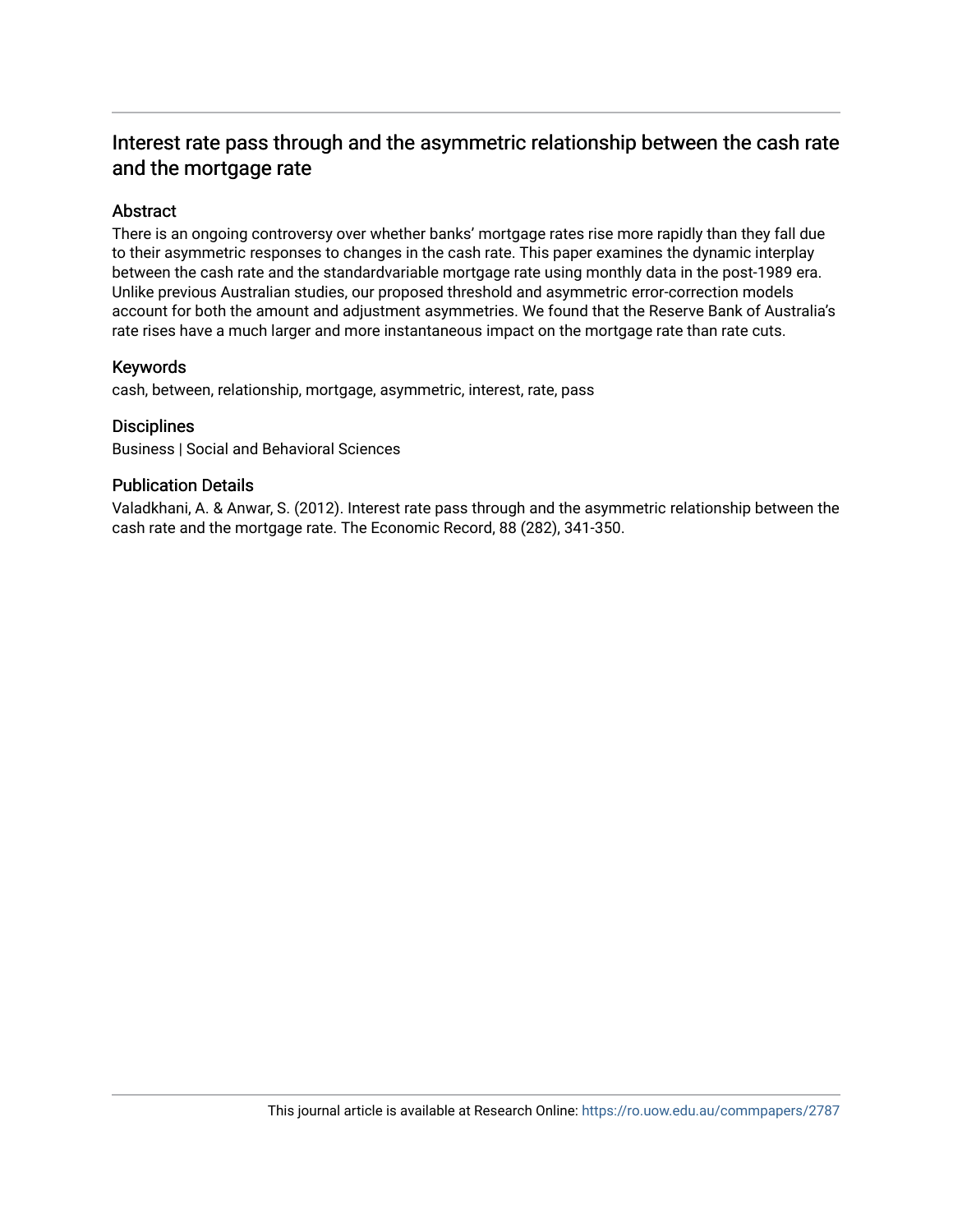# Interest rate pass through and the asymmetric relationship between the cash rate and the mortgage rate

## Abstract

There is an ongoing controversy over whether banks' mortgage rates rise more rapidly than they fall due to their asymmetric responses to changes in the cash rate. This paper examines the dynamic interplay between the cash rate and the standardvariable mortgage rate using monthly data in the post-1989 era. Unlike previous Australian studies, our proposed threshold and asymmetric error-correction models account for both the amount and adjustment asymmetries. We found that the Reserve Bank of Australia's rate rises have a much larger and more instantaneous impact on the mortgage rate than rate cuts.

## Keywords

cash, between, relationship, mortgage, asymmetric, interest, rate, pass

## Disciplines

Business | Social and Behavioral Sciences

## Publication Details

Valadkhani, A. & Anwar, S. (2012). Interest rate pass through and the asymmetric relationship between the cash rate and the mortgage rate. The Economic Record, 88 (282), 341-350.

This journal article is available at Research Online: https://ro.uow.edu.au/commpapers/2787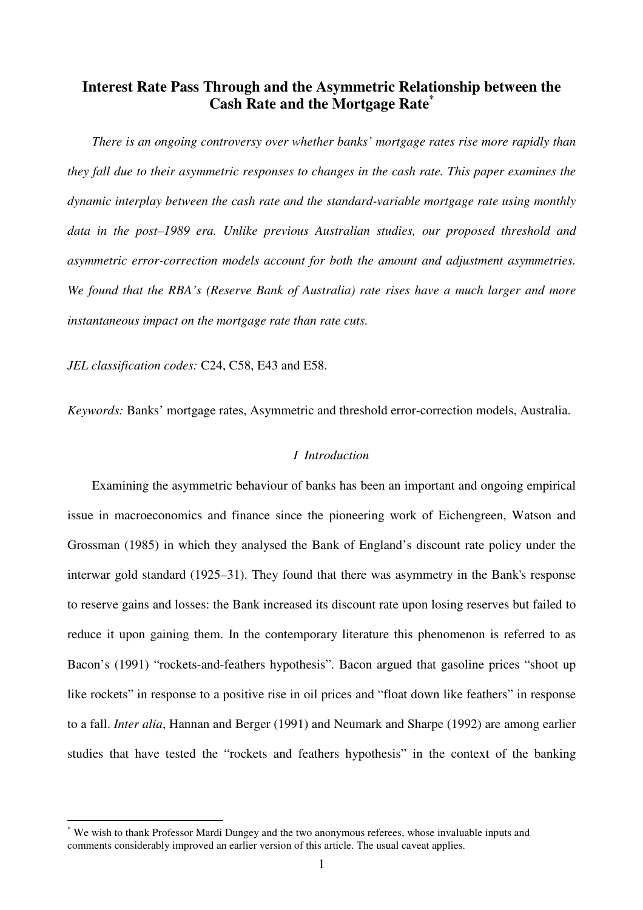# Interest Rate Pass Through and the Asymmetric Relationship between the Cash Rate and the Mortgage Rate*

*There is an ongoing controversy over whether banks' mortgage rates rise more rapidly than they fall due to their asymmetric responses to changes in the cash rate. This paper examines the dynamic interplay between the cash rate and the standard-variable mortgage rate using monthly data in the post–1989 era. Unlike previous Australian studies, our proposed threshold and asymmetric error-correction models account for both the amount and adjustment asymmetries. We found that the RBA's (Reserve Bank of Australia) rate rises have a much larger and more instantaneous impact on the mortgage rate than rate cuts.*

*JEL classification codes:* C24, C58, E43 and E58.

*Keywords:* Banks' mortgage rates, Asymmetric and threshold error-correction models, Australia.

## *I Introduction*

Examining the asymmetric behaviour of banks has been an important and ongoing empirical issue in macroeconomics and finance since the pioneering work of Eichengreen, Watson and Grossman (1985) in which they analysed the Bank of England's discount rate policy under the interwar gold standard (1925–31). They found that there was asymmetry in the Bank's response to reserve gains and losses: the Bank increased its discount rate upon losing reserves but failed to reduce it upon gaining them. In the contemporary literature this phenomenon is referred to as Bacon's (1991) "rockets-and-feathers hypothesis". Bacon argued that gasoline prices "shoot up like rockets" in response to a positive rise in oil prices and "float down like feathers" in response to a fall. *Inter alia*, Hannan and Berger (1991) and Neumark and Sharpe (1992) are among earlier studies that have tested the "rockets and feathers hypothesis" in the context of the banking

---

* We wish to thank Professor Mardi Dungey and the two anonymous referees, whose invaluable inputs and comments considerably improved an earlier version of this article. The usual caveat applies.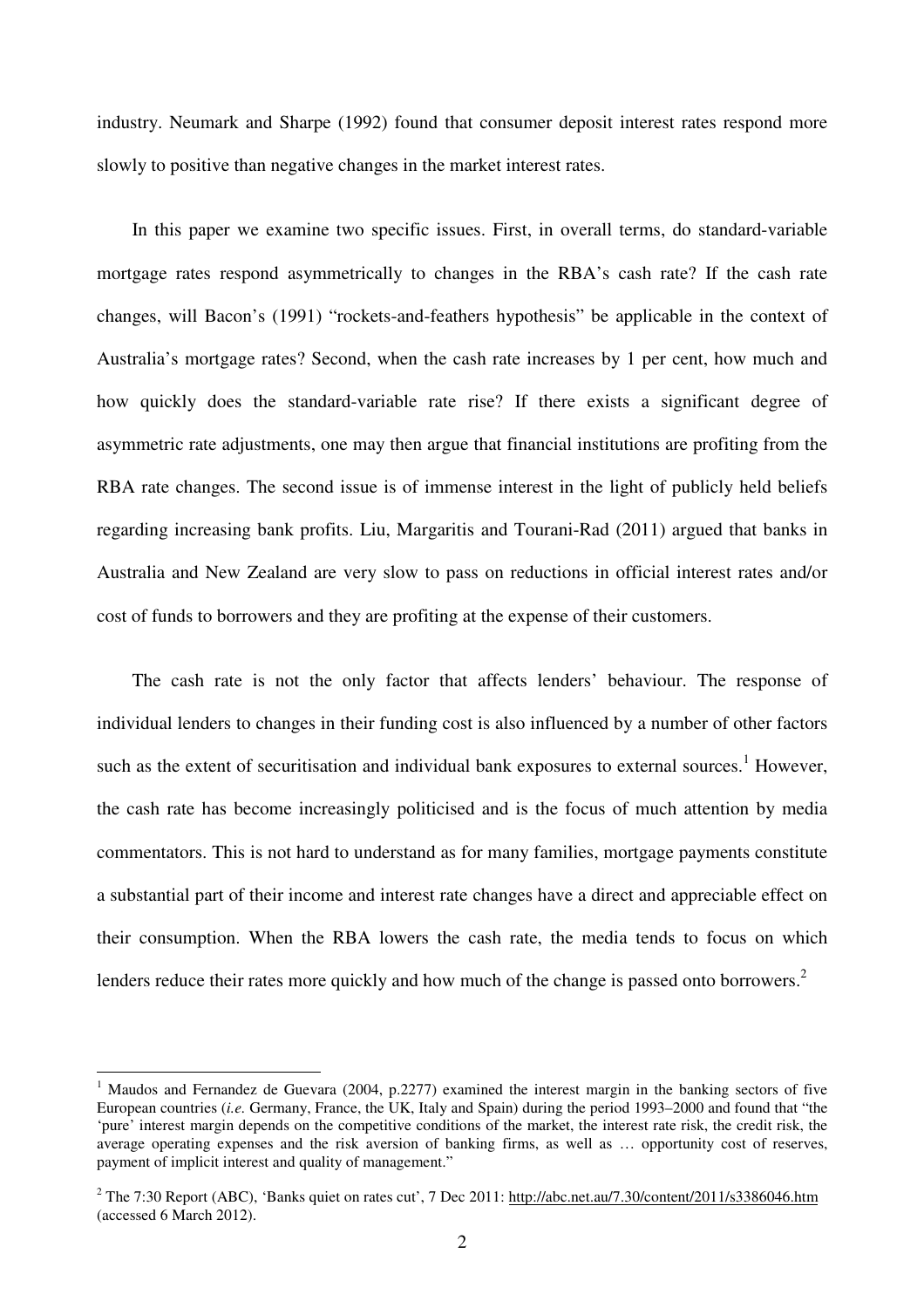industry. Neumark and Sharpe (1992) found that consumer deposit interest rates respond more slowly to positive than negative changes in the market interest rates.

In this paper we examine two specific issues. First, in overall terms, do standard-variable mortgage rates respond asymmetrically to changes in the RBA's cash rate? If the cash rate changes, will Bacon's (1991) "rockets-and-feathers hypothesis" be applicable in the context of Australia's mortgage rates? Second, when the cash rate increases by 1 per cent, how much and how quickly does the standard-variable rate rise? If there exists a significant degree of asymmetric rate adjustments, one may then argue that financial institutions are profiting from the RBA rate changes. The second issue is of immense interest in the light of publicly held beliefs regarding increasing bank profits. Liu, Margaritis and Tourani-Rad (2011) argued that banks in Australia and New Zealand are very slow to pass on reductions in official interest rates and/or cost of funds to borrowers and they are profiting at the expense of their customers.

The cash rate is not the only factor that affects lenders' behaviour. The response of individual lenders to changes in their funding cost is also influenced by a number of other factors such as the extent of securitisation and individual bank exposures to external sources.[1] However, the cash rate has become increasingly politicised and is the focus of much attention by media commentators. This is not hard to understand as for many families, mortgage payments constitute a substantial part of their income and interest rate changes have a direct and appreciable effect on their consumption. When the RBA lowers the cash rate, the media tends to focus on which lenders reduce their rates more quickly and how much of the change is passed onto borrowers.[2]

---

[1] Maudos and Fernandez de Guevara (2004, p.2277) examined the interest margin in the banking sectors of five European countries (*i.e.* Germany, France, the UK, Italy and Spain) during the period 1993–2000 and found that "the 'pure' interest margin depends on the competitive conditions of the market, the interest rate risk, the credit risk, the average operating expenses and the risk aversion of banking firms, as well as … opportunity cost of reserves, payment of implicit interest and quality of management."

[2] The 7:30 Report (ABC), 'Banks quiet on rates cut', 7 Dec 2011: http://abc.net.au/7.30/content/2011/s3386046.htm (accessed 6 March 2012).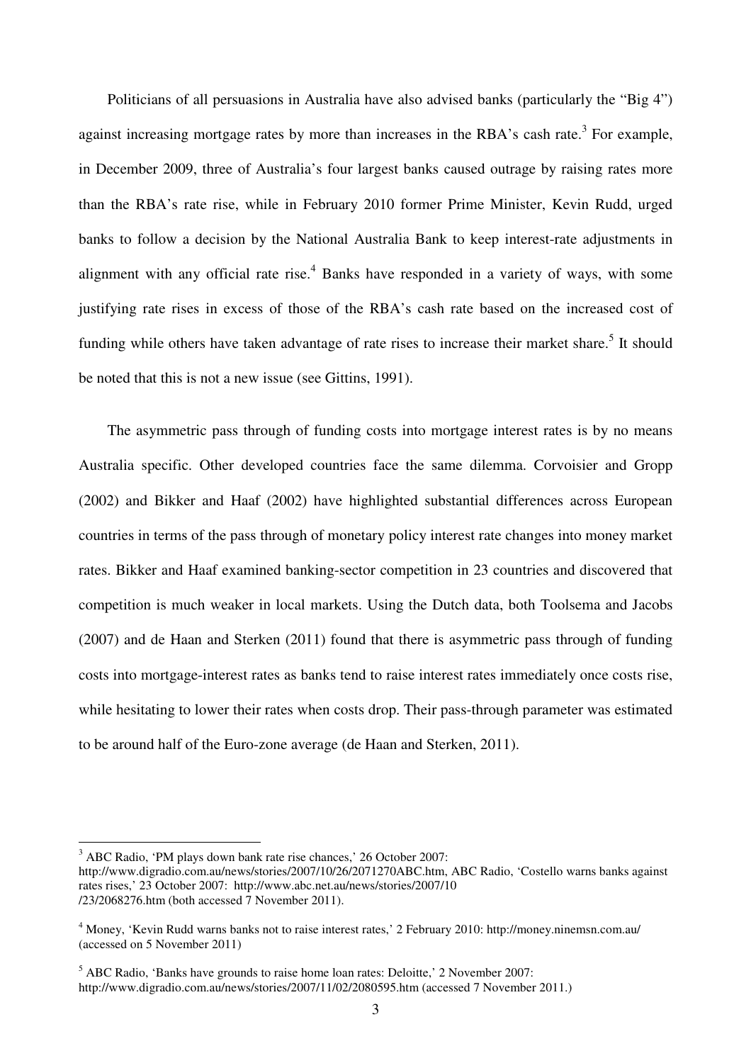Politicians of all persuasions in Australia have also advised banks (particularly the "Big 4") against increasing mortgage rates by more than increases in the RBA's cash rate.[3] For example, in December 2009, three of Australia's four largest banks caused outrage by raising rates more than the RBA's rate rise, while in February 2010 former Prime Minister, Kevin Rudd, urged banks to follow a decision by the National Australia Bank to keep interest-rate adjustments in alignment with any official rate rise.[4] Banks have responded in a variety of ways, with some justifying rate rises in excess of those of the RBA's cash rate based on the increased cost of funding while others have taken advantage of rate rises to increase their market share.[5] It should be noted that this is not a new issue (see Gittins, 1991).

The asymmetric pass through of funding costs into mortgage interest rates is by no means Australia specific. Other developed countries face the same dilemma. Corvoisier and Gropp (2002) and Bikker and Haaf (2002) have highlighted substantial differences across European countries in terms of the pass through of monetary policy interest rate changes into money market rates. Bikker and Haaf examined banking-sector competition in 23 countries and discovered that competition is much weaker in local markets. Using the Dutch data, both Toolsema and Jacobs (2007) and de Haan and Sterken (2011) found that there is asymmetric pass through of funding costs into mortgage-interest rates as banks tend to raise interest rates immediately once costs rise, while hesitating to lower their rates when costs drop. Their pass-through parameter was estimated to be around half of the Euro-zone average (de Haan and Sterken, 2011).

---

[3] ABC Radio, 'PM plays down bank rate rise chances,' 26 October 2007: http://www.digradio.com.au/news/stories/2007/10/26/2071270ABC.htm, ABC Radio, 'Costello warns banks against rates rises,' 23 October 2007: http://www.abc.net.au/news/stories/2007/10 /23/2068276.htm (both accessed 7 November 2011).

[4] Money, 'Kevin Rudd warns banks not to raise interest rates,' 2 February 2010: http://money.ninemsn.com.au/ (accessed on 5 November 2011)

[5] ABC Radio, 'Banks have grounds to raise home loan rates: Deloitte,' 2 November 2007: http://www.digradio.com.au/news/stories/2007/11/02/2080595.htm (accessed 7 November 2011.)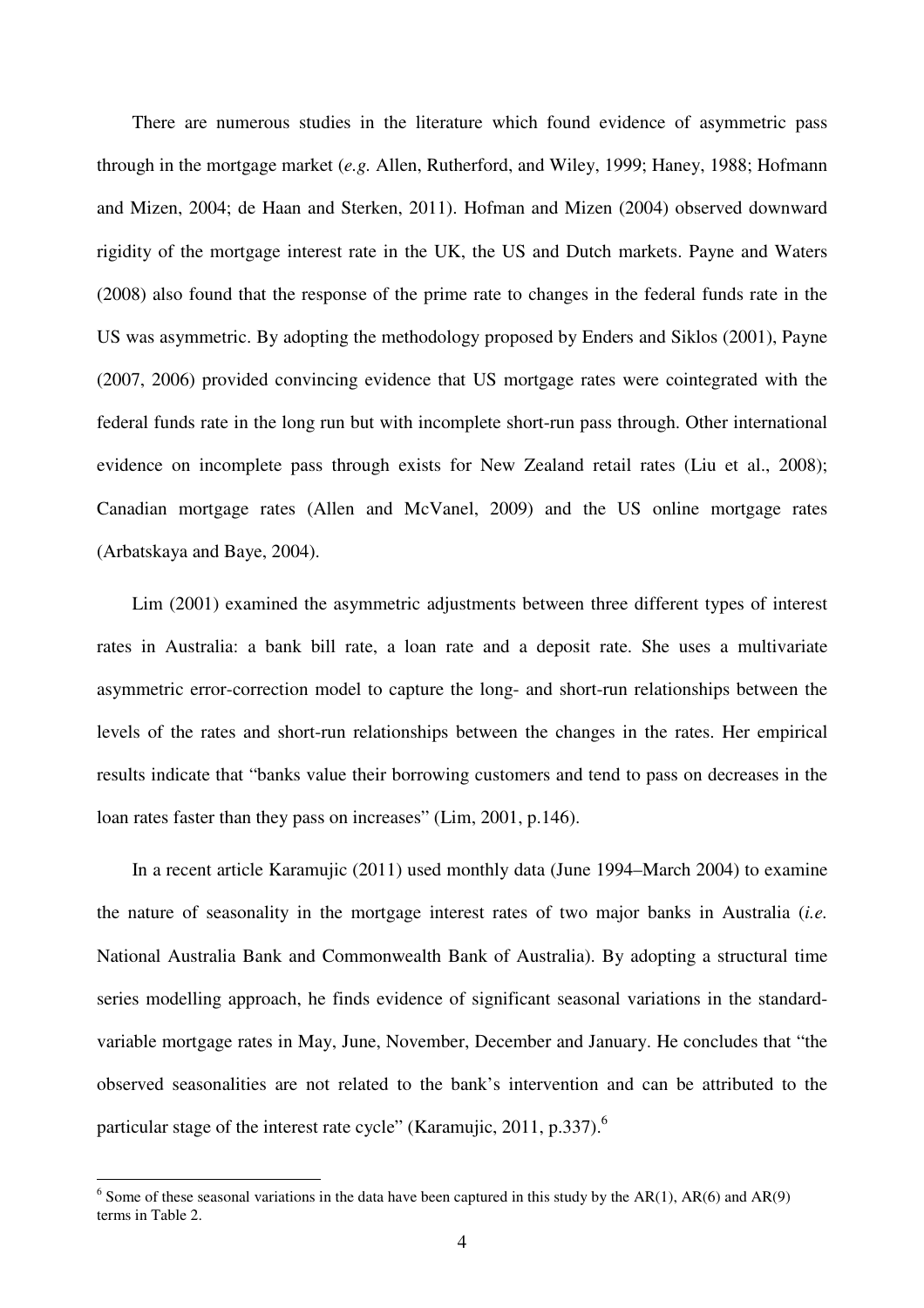There are numerous studies in the literature which found evidence of asymmetric pass through in the mortgage market (*e.g.* Allen, Rutherford, and Wiley, 1999; Haney, 1988; Hofmann and Mizen, 2004; de Haan and Sterken, 2011). Hofman and Mizen (2004) observed downward rigidity of the mortgage interest rate in the UK, the US and Dutch markets. Payne and Waters (2008) also found that the response of the prime rate to changes in the federal funds rate in the US was asymmetric. By adopting the methodology proposed by Enders and Siklos (2001), Payne (2007, 2006) provided convincing evidence that US mortgage rates were cointegrated with the federal funds rate in the long run but with incomplete short-run pass through. Other international evidence on incomplete pass through exists for New Zealand retail rates (Liu et al., 2008); Canadian mortgage rates (Allen and McVanel, 2009) and the US online mortgage rates (Arbatskaya and Baye, 2004).

Lim (2001) examined the asymmetric adjustments between three different types of interest rates in Australia: a bank bill rate, a loan rate and a deposit rate. She uses a multivariate asymmetric error-correction model to capture the long- and short-run relationships between the levels of the rates and short-run relationships between the changes in the rates. Her empirical results indicate that "banks value their borrowing customers and tend to pass on decreases in the loan rates faster than they pass on increases" (Lim, 2001, p.146).

In a recent article Karamujic (2011) used monthly data (June 1994–March 2004) to examine the nature of seasonality in the mortgage interest rates of two major banks in Australia (*i.e.* National Australia Bank and Commonwealth Bank of Australia). By adopting a structural time series modelling approach, he finds evidence of significant seasonal variations in the standard-variable mortgage rates in May, June, November, December and January. He concludes that "the observed seasonalities are not related to the bank's intervention and can be attributed to the particular stage of the interest rate cycle" (Karamujic, 2011, p.337).[6]

[6] Some of these seasonal variations in the data have been captured in this study by the AR(1), AR(6) and AR(9) terms in Table 2.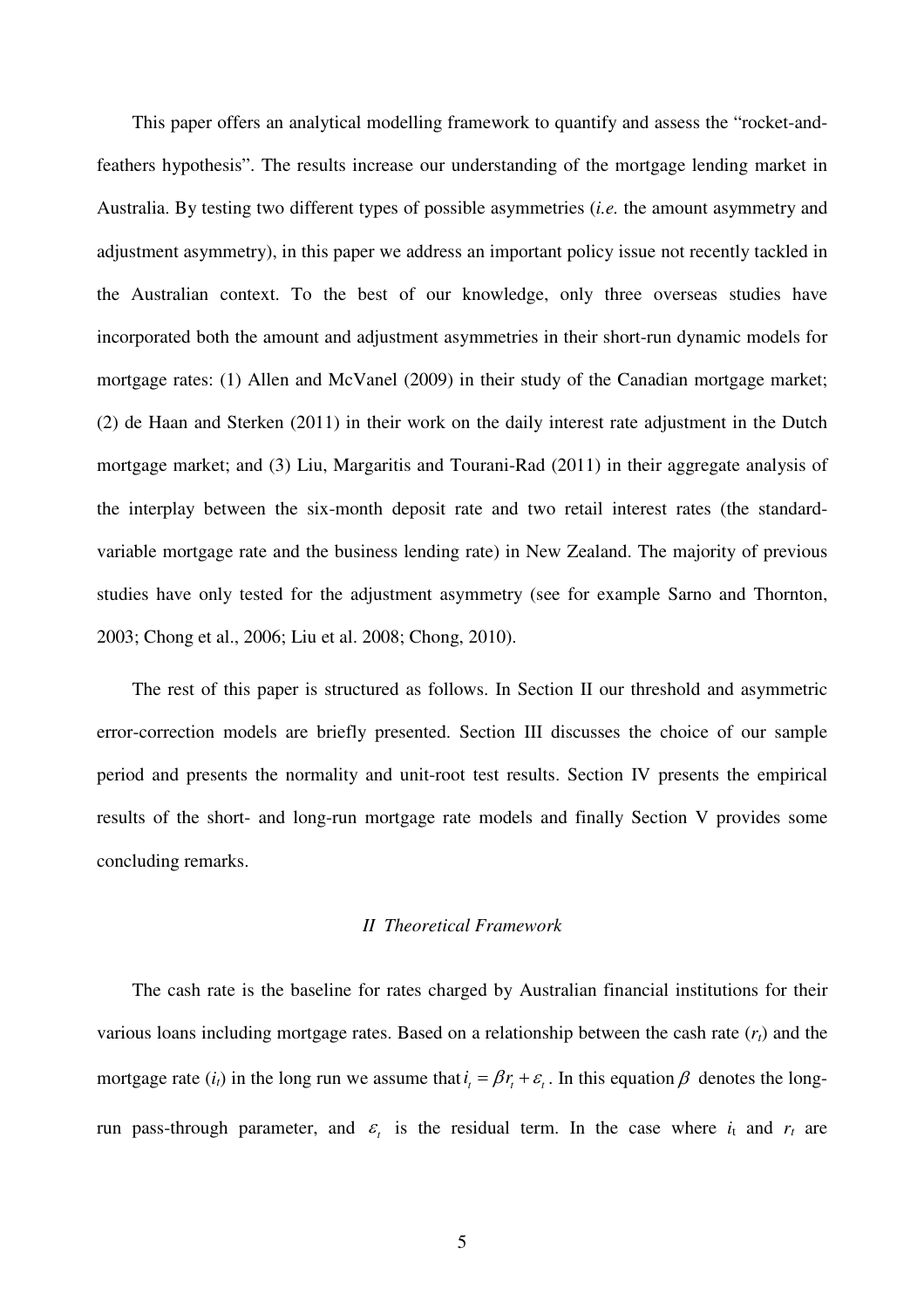This paper offers an analytical modelling framework to quantify and assess the "rocket-and-feathers hypothesis". The results increase our understanding of the mortgage lending market in Australia. By testing two different types of possible asymmetries (*i.e.* the amount asymmetry and adjustment asymmetry), in this paper we address an important policy issue not recently tackled in the Australian context. To the best of our knowledge, only three overseas studies have incorporated both the amount and adjustment asymmetries in their short-run dynamic models for mortgage rates: (1) Allen and McVanel (2009) in their study of the Canadian mortgage market; (2) de Haan and Sterken (2011) in their work on the daily interest rate adjustment in the Dutch mortgage market; and (3) Liu, Margaritis and Tourani-Rad (2011) in their aggregate analysis of the interplay between the six-month deposit rate and two retail interest rates (the standard-variable mortgage rate and the business lending rate) in New Zealand. The majority of previous studies have only tested for the adjustment asymmetry (see for example Sarno and Thornton, 2003; Chong et al., 2006; Liu et al. 2008; Chong, 2010).

The rest of this paper is structured as follows. In Section II our threshold and asymmetric error-correction models are briefly presented. Section III discusses the choice of our sample period and presents the normality and unit-root test results. Section IV presents the empirical results of the short- and long-run mortgage rate models and finally Section V provides some concluding remarks.

## *II Theoretical Framework*

The cash rate is the baseline for rates charged by Australian financial institutions for their various loans including mortgage rates. Based on a relationship between the cash rate ($r_t$) and the mortgage rate ($i_t$) in the long run we assume that $i_t = \beta r_t + \varepsilon_t$. In this equation $\beta$ denotes the long-run pass-through parameter, and $\varepsilon_t$ is the residual term. In the case where $i_t$ and $r_t$ are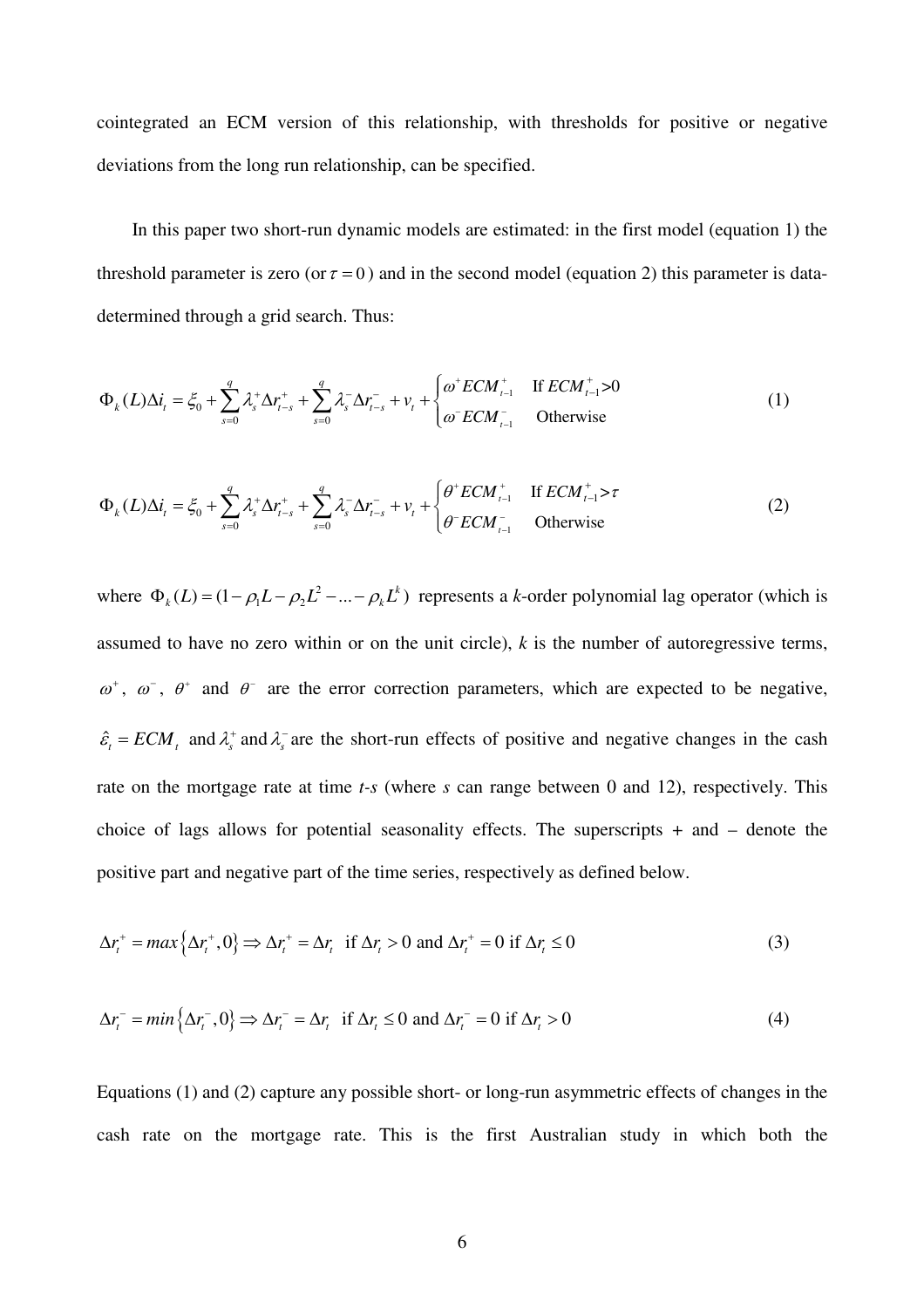cointegrated an ECM version of this relationship, with thresholds for positive or negative deviations from the long run relationship, can be specified.

In this paper two short-run dynamic models are estimated: in the first model (equation 1) the threshold parameter is zero (or $\tau = 0$) and in the second model (equation 2) this parameter is data-determined through a grid search. Thus:

$$\Phi_k(L)\Delta i_t = \xi_0 + \sum_{s=0}^{q} \lambda_s^+ \Delta r_{t-s}^+ + \sum_{s=0}^{q} \lambda_s^- \Delta r_{t-s}^- + v_t + \begin{cases} \omega^+ ECM_{t-1}^+ & \text{If } ECM_{t-1}^+ > 0 \\ \omega^- ECM_{t-1}^- & \text{Otherwise} \end{cases} \tag{1}$$

$$\Phi_k(L)\Delta i_t = \xi_0 + \sum_{s=0}^{q} \lambda_s^+ \Delta r_{t-s}^+ + \sum_{s=0}^{q} \lambda_s^- \Delta r_{t-s}^- + v_t + \begin{cases} \theta^+ ECM_{t-1}^+ & \text{If } ECM_{t-1}^+ > \tau \\ \theta^- ECM_{t-1}^- & \text{Otherwise} \end{cases} \tag{2}$$

where $\Phi_k(L) = (1 - \rho_1 L - \rho_2 L^2 - ... - \rho_k L^k)$ represents a *k*-order polynomial lag operator (which is assumed to have no zero within or on the unit circle), *k* is the number of autoregressive terms, $\omega^+$, $\omega^-$, $\theta^+$ and $\theta^-$ are the error correction parameters, which are expected to be negative, $\hat{\varepsilon}_t = ECM_t$ and $\lambda_s^+$ and $\lambda_s^-$ are the short-run effects of positive and negative changes in the cash rate on the mortgage rate at time *t-s* (where *s* can range between 0 and 12), respectively. This choice of lags allows for potential seasonality effects. The superscripts + and – denote the positive part and negative part of the time series, respectively as defined below.

$$\Delta r_t^+ = max\left\{\Delta r_t^+, 0\right\} \Rightarrow \Delta r_t^+ = \Delta r_t \;\; \text{if } \Delta r_t > 0 \text{ and } \Delta r_t^+ = 0 \text{ if } \Delta r_t \leq 0 \tag{3}$$

$$\Delta r_t^- = min\left\{\Delta r_t^-, 0\right\} \Rightarrow \Delta r_t^- = \Delta r_t \;\; \text{if } \Delta r_t \leq 0 \text{ and } \Delta r_t^- = 0 \text{ if } \Delta r_t > 0 \tag{4}$$

Equations (1) and (2) capture any possible short- or long-run asymmetric effects of changes in the cash rate on the mortgage rate. This is the first Australian study in which both the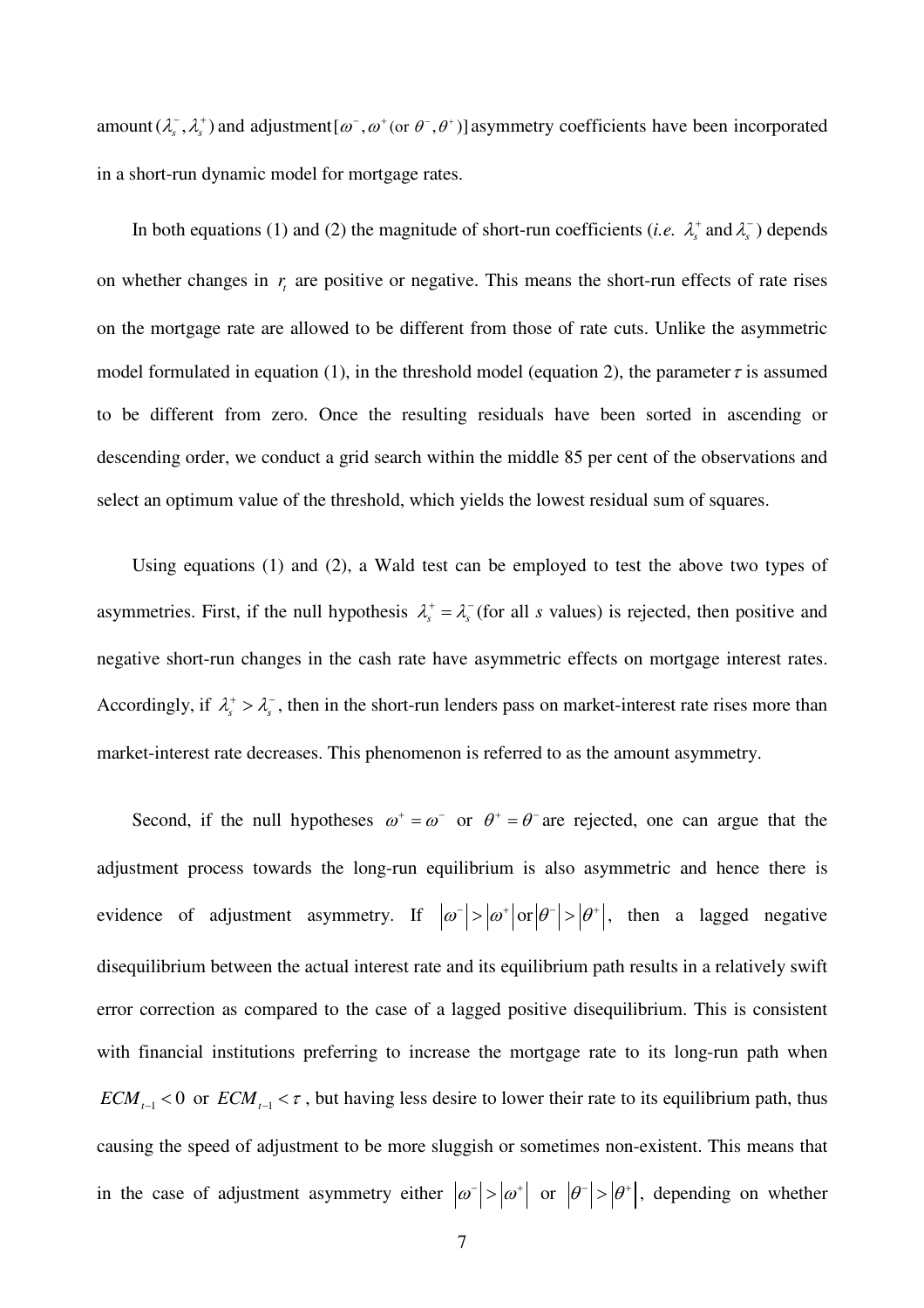amount $(\lambda_s^-, \lambda_s^+)$ and adjustment $[\omega^-, \omega^+ (\text{or } \theta^-, \theta^+)]$ asymmetry coefficients have been incorporated in a short-run dynamic model for mortgage rates.

In both equations (1) and (2) the magnitude of short-run coefficients (*i.e.* $\lambda_s^+$ and $\lambda_s^-$) depends on whether changes in $r_t$ are positive or negative. This means the short-run effects of rate rises on the mortgage rate are allowed to be different from those of rate cuts. Unlike the asymmetric model formulated in equation (1), in the threshold model (equation 2), the parameter $\tau$ is assumed to be different from zero. Once the resulting residuals have been sorted in ascending or descending order, we conduct a grid search within the middle 85 per cent of the observations and select an optimum value of the threshold, which yields the lowest residual sum of squares.

Using equations (1) and (2), a Wald test can be employed to test the above two types of asymmetries. First, if the null hypothesis $\lambda_s^+ = \lambda_s^-$ (for all *s* values) is rejected, then positive and negative short-run changes in the cash rate have asymmetric effects on mortgage interest rates. Accordingly, if $\lambda_s^+ > \lambda_s^-$, then in the short-run lenders pass on market-interest rate rises more than market-interest rate decreases. This phenomenon is referred to as the amount asymmetry.

Second, if the null hypotheses $\omega^+ = \omega^-$ or $\theta^+ = \theta^-$ are rejected, one can argue that the adjustment process towards the long-run equilibrium is also asymmetric and hence there is evidence of adjustment asymmetry. If $|\omega^-| > |\omega^+|$ or $|\theta^-| > |\theta^+|$, then a lagged negative disequilibrium between the actual interest rate and its equilibrium path results in a relatively swift error correction as compared to the case of a lagged positive disequilibrium. This is consistent with financial institutions preferring to increase the mortgage rate to its long-run path when $ECM_{t-1} < 0$ or $ECM_{t-1} < \tau$, but having less desire to lower their rate to its equilibrium path, thus causing the speed of adjustment to be more sluggish or sometimes non-existent. This means that in the case of adjustment asymmetry either $|\omega^-| > |\omega^+|$ or $|\theta^-| > |\theta^+|$, depending on whether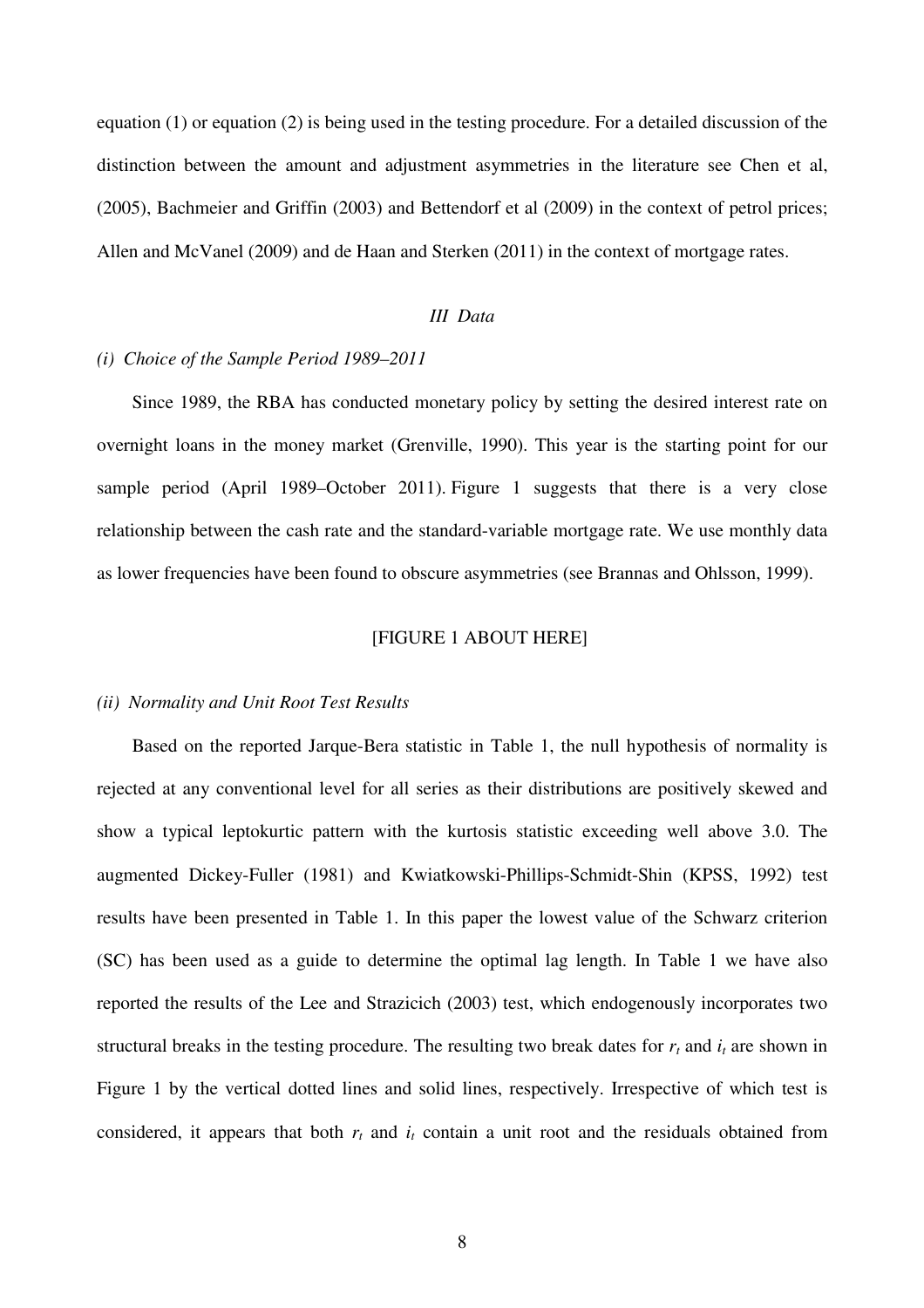equation (1) or equation (2) is being used in the testing procedure. For a detailed discussion of the distinction between the amount and adjustment asymmetries in the literature see Chen et al, (2005), Bachmeier and Griffin (2003) and Bettendorf et al (2009) in the context of petrol prices; Allen and McVanel (2009) and de Haan and Sterken (2011) in the context of mortgage rates.

## *III Data*

### *(i) Choice of the Sample Period 1989–2011*

Since 1989, the RBA has conducted monetary policy by setting the desired interest rate on overnight loans in the money market (Grenville, 1990). This year is the starting point for our sample period (April 1989–October 2011). Figure 1 suggests that there is a very close relationship between the cash rate and the standard-variable mortgage rate. We use monthly data as lower frequencies have been found to obscure asymmetries (see Brannas and Ohlsson, 1999).

[FIGURE 1 ABOUT HERE]

### *(ii) Normality and Unit Root Test Results*

Based on the reported Jarque-Bera statistic in Table 1, the null hypothesis of normality is rejected at any conventional level for all series as their distributions are positively skewed and show a typical leptokurtic pattern with the kurtosis statistic exceeding well above 3.0. The augmented Dickey-Fuller (1981) and Kwiatkowski-Phillips-Schmidt-Shin (KPSS, 1992) test results have been presented in Table 1. In this paper the lowest value of the Schwarz criterion (SC) has been used as a guide to determine the optimal lag length. In Table 1 we have also reported the results of the Lee and Strazicich (2003) test, which endogenously incorporates two structural breaks in the testing procedure. The resulting two break dates for $r_t$ and $i_t$ are shown in Figure 1 by the vertical dotted lines and solid lines, respectively. Irrespective of which test is considered, it appears that both $r_t$ and $i_t$ contain a unit root and the residuals obtained from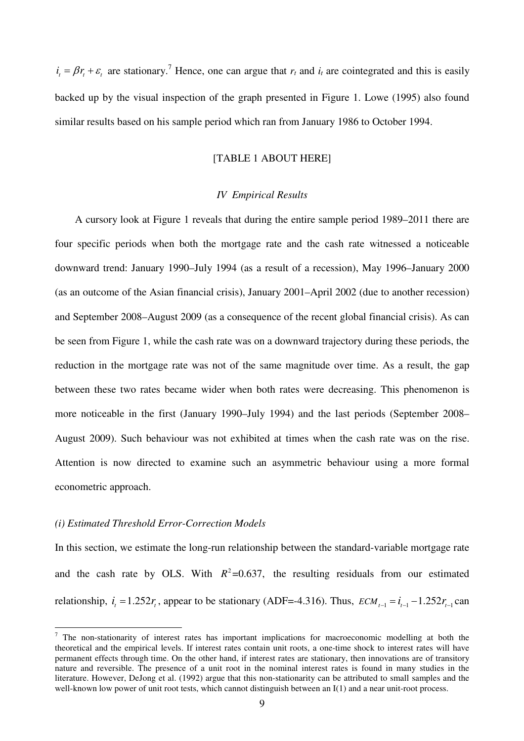$i_t = \beta r_t + \varepsilon_t$ are stationary.[7] Hence, one can argue that $r_t$ and $i_t$ are cointegrated and this is easily backed up by the visual inspection of the graph presented in Figure 1. Lowe (1995) also found similar results based on his sample period which ran from January 1986 to October 1994.

[TABLE 1 ABOUT HERE]

### *IV Empirical Results*

A cursory look at Figure 1 reveals that during the entire sample period 1989–2011 there are four specific periods when both the mortgage rate and the cash rate witnessed a noticeable downward trend: January 1990–July 1994 (as a result of a recession), May 1996–January 2000 (as an outcome of the Asian financial crisis), January 2001–April 2002 (due to another recession) and September 2008–August 2009 (as a consequence of the recent global financial crisis). As can be seen from Figure 1, while the cash rate was on a downward trajectory during these periods, the reduction in the mortgage rate was not of the same magnitude over time. As a result, the gap between these two rates became wider when both rates were decreasing. This phenomenon is more noticeable in the first (January 1990–July 1994) and the last periods (September 2008–August 2009). Such behaviour was not exhibited at times when the cash rate was on the rise. Attention is now directed to examine such an asymmetric behaviour using a more formal econometric approach.

#### *(i) Estimated Threshold Error-Correction Models*

In this section, we estimate the long-run relationship between the standard-variable mortgage rate and the cash rate by OLS. With $R^2$=0.637, the resulting residuals from our estimated relationship, $i_t = 1.252 r_t$, appear to be stationary (ADF=-4.316). Thus, $ECM_{t-1} = i_{t-1} - 1.252 r_{t-1}$ can

---

[7] The non-stationarity of interest rates has important implications for macroeconomic modelling at both the theoretical and the empirical levels. If interest rates contain unit roots, a one-time shock to interest rates will have permanent effects through time. On the other hand, if interest rates are stationary, then innovations are of transitory nature and reversible. The presence of a unit root in the nominal interest rates is found in many studies in the literature. However, DeJong et al. (1992) argue that this non-stationarity can be attributed to small samples and the well-known low power of unit root tests, which cannot distinguish between an I(1) and a near unit-root process.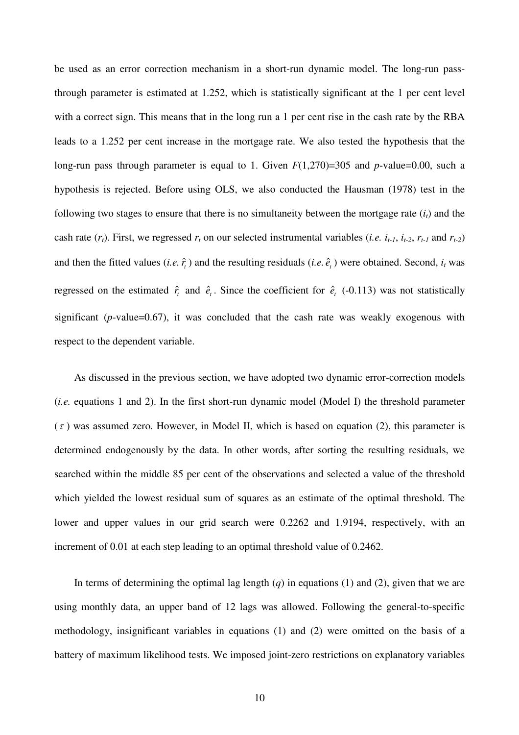be used as an error correction mechanism in a short-run dynamic model. The long-run pass-through parameter is estimated at 1.252, which is statistically significant at the 1 per cent level with a correct sign. This means that in the long run a 1 per cent rise in the cash rate by the RBA leads to a 1.252 per cent increase in the mortgage rate. We also tested the hypothesis that the long-run pass through parameter is equal to 1. Given $F(1,270)$=305 and $p$-value=0.00, such a hypothesis is rejected. Before using OLS, we also conducted the Hausman (1978) test in the following two stages to ensure that there is no simultaneity between the mortgage rate ($i_t$) and the cash rate ($r_t$). First, we regressed $r_t$ on our selected instrumental variables (*i.e.* $i_{t-1}$, $i_{t-2}$, $r_{t-1}$ and $r_{t-2}$) and then the fitted values (*i.e.* $\hat{r}_t$) and the resulting residuals (*i.e.* $\hat{e}_t$) were obtained. Second, $i_t$ was regressed on the estimated $\hat{r}_t$ and $\hat{e}_t$. Since the coefficient for $\hat{e}_t$ (-0.113) was not statistically significant ($p$-value=0.67), it was concluded that the cash rate was weakly exogenous with respect to the dependent variable.

As discussed in the previous section, we have adopted two dynamic error-correction models (*i.e.* equations 1 and 2). In the first short-run dynamic model (Model I) the threshold parameter ($\tau$) was assumed zero. However, in Model II, which is based on equation (2), this parameter is determined endogenously by the data. In other words, after sorting the resulting residuals, we searched within the middle 85 per cent of the observations and selected a value of the threshold which yielded the lowest residual sum of squares as an estimate of the optimal threshold. The lower and upper values in our grid search were 0.2262 and 1.9194, respectively, with an increment of 0.01 at each step leading to an optimal threshold value of 0.2462.

In terms of determining the optimal lag length ($q$) in equations (1) and (2), given that we are using monthly data, an upper band of 12 lags was allowed. Following the general-to-specific methodology, insignificant variables in equations (1) and (2) were omitted on the basis of a battery of maximum likelihood tests. We imposed joint-zero restrictions on explanatory variables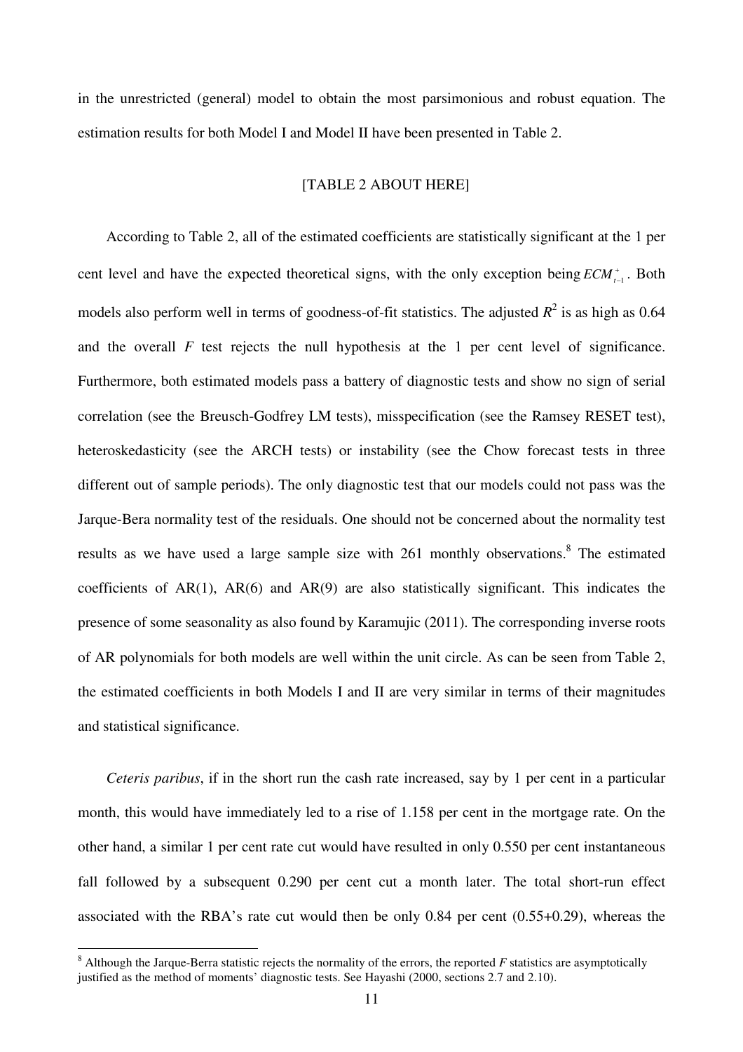in the unrestricted (general) model to obtain the most parsimonious and robust equation. The estimation results for both Model I and Model II have been presented in Table 2.

[TABLE 2 ABOUT HERE]

According to Table 2, all of the estimated coefficients are statistically significant at the 1 per cent level and have the expected theoretical signs, with the only exception being $ECM^{+}_{t-1}$. Both models also perform well in terms of goodness-of-fit statistics. The adjusted $R^2$ is as high as 0.64 and the overall $F$ test rejects the null hypothesis at the 1 per cent level of significance. Furthermore, both estimated models pass a battery of diagnostic tests and show no sign of serial correlation (see the Breusch-Godfrey LM tests), misspecification (see the Ramsey RESET test), heteroskedasticity (see the ARCH tests) or instability (see the Chow forecast tests in three different out of sample periods). The only diagnostic test that our models could not pass was the Jarque-Bera normality test of the residuals. One should not be concerned about the normality test results as we have used a large sample size with 261 monthly observations.[8] The estimated coefficients of AR(1), AR(6) and AR(9) are also statistically significant. This indicates the presence of some seasonality as also found by Karamujic (2011). The corresponding inverse roots of AR polynomials for both models are well within the unit circle. As can be seen from Table 2, the estimated coefficients in both Models I and II are very similar in terms of their magnitudes and statistical significance.

*Ceteris paribus*, if in the short run the cash rate increased, say by 1 per cent in a particular month, this would have immediately led to a rise of 1.158 per cent in the mortgage rate. On the other hand, a similar 1 per cent rate cut would have resulted in only 0.550 per cent instantaneous fall followed by a subsequent 0.290 per cent cut a month later. The total short-run effect associated with the RBA's rate cut would then be only 0.84 per cent (0.55+0.29), whereas the

[8] Although the Jarque-Berra statistic rejects the normality of the errors, the reported $F$ statistics are asymptotically justified as the method of moments' diagnostic tests. See Hayashi (2000, sections 2.7 and 2.10).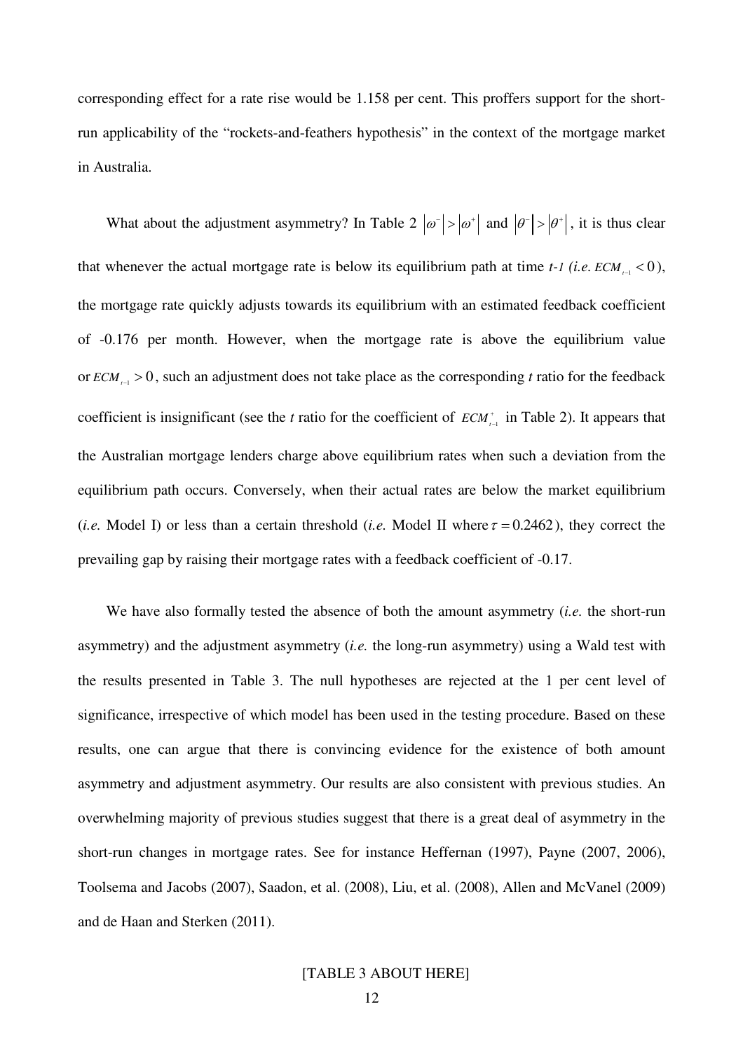corresponding effect for a rate rise would be 1.158 per cent. This proffers support for the short-run applicability of the "rockets-and-feathers hypothesis" in the context of the mortgage market in Australia.

What about the adjustment asymmetry? In Table 2 $|\omega^-| > |\omega^+|$ and $|\theta^-| > |\theta^+|$, it is thus clear that whenever the actual mortgage rate is below its equilibrium path at time *t-1 (i.e.* $ECM_{t-1} < 0$), the mortgage rate quickly adjusts towards its equilibrium with an estimated feedback coefficient of -0.176 per month. However, when the mortgage rate is above the equilibrium value or $ECM_{t-1} > 0$, such an adjustment does not take place as the corresponding *t* ratio for the feedback coefficient is insignificant (see the *t* ratio for the coefficient of $ECM^+_{t-1}$ in Table 2). It appears that the Australian mortgage lenders charge above equilibrium rates when such a deviation from the equilibrium path occurs. Conversely, when their actual rates are below the market equilibrium (*i.e.* Model I) or less than a certain threshold (*i.e.* Model II where $\tau = 0.2462$), they correct the prevailing gap by raising their mortgage rates with a feedback coefficient of -0.17.

We have also formally tested the absence of both the amount asymmetry (*i.e.* the short-run asymmetry) and the adjustment asymmetry (*i.e.* the long-run asymmetry) using a Wald test with the results presented in Table 3. The null hypotheses are rejected at the 1 per cent level of significance, irrespective of which model has been used in the testing procedure. Based on these results, one can argue that there is convincing evidence for the existence of both amount asymmetry and adjustment asymmetry. Our results are also consistent with previous studies. An overwhelming majority of previous studies suggest that there is a great deal of asymmetry in the short-run changes in mortgage rates. See for instance Heffernan (1997), Payne (2007, 2006), Toolsema and Jacobs (2007), Saadon, et al. (2008), Liu, et al. (2008), Allen and McVanel (2009) and de Haan and Sterken (2011).

[TABLE 3 ABOUT HERE]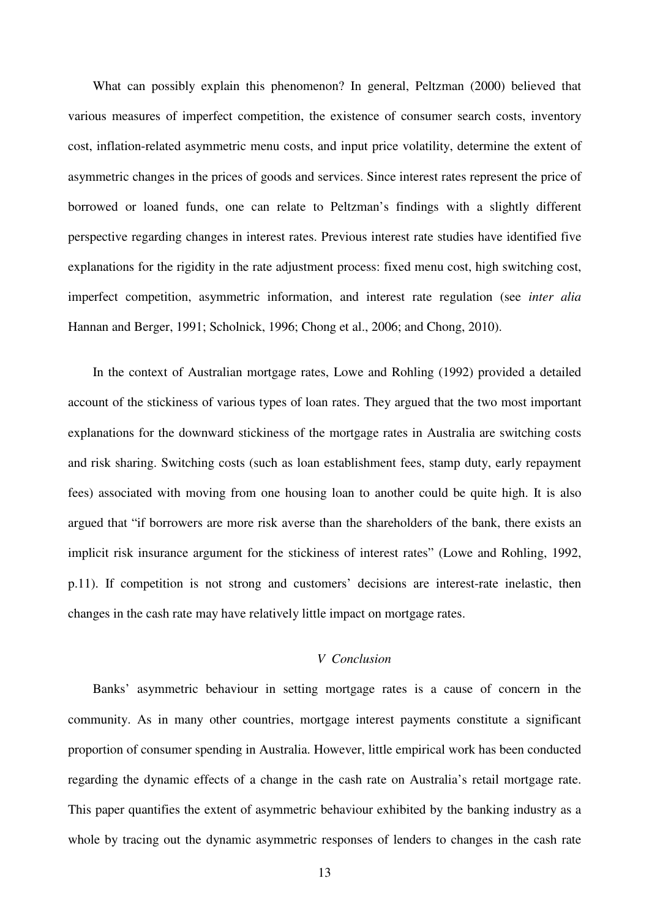What can possibly explain this phenomenon? In general, Peltzman (2000) believed that various measures of imperfect competition, the existence of consumer search costs, inventory cost, inflation-related asymmetric menu costs, and input price volatility, determine the extent of asymmetric changes in the prices of goods and services. Since interest rates represent the price of borrowed or loaned funds, one can relate to Peltzman's findings with a slightly different perspective regarding changes in interest rates. Previous interest rate studies have identified five explanations for the rigidity in the rate adjustment process: fixed menu cost, high switching cost, imperfect competition, asymmetric information, and interest rate regulation (see *inter alia* Hannan and Berger, 1991; Scholnick, 1996; Chong et al., 2006; and Chong, 2010).

In the context of Australian mortgage rates, Lowe and Rohling (1992) provided a detailed account of the stickiness of various types of loan rates. They argued that the two most important explanations for the downward stickiness of the mortgage rates in Australia are switching costs and risk sharing. Switching costs (such as loan establishment fees, stamp duty, early repayment fees) associated with moving from one housing loan to another could be quite high. It is also argued that "if borrowers are more risk averse than the shareholders of the bank, there exists an implicit risk insurance argument for the stickiness of interest rates" (Lowe and Rohling, 1992, p.11). If competition is not strong and customers' decisions are interest-rate inelastic, then changes in the cash rate may have relatively little impact on mortgage rates.

## *V Conclusion*

Banks' asymmetric behaviour in setting mortgage rates is a cause of concern in the community. As in many other countries, mortgage interest payments constitute a significant proportion of consumer spending in Australia. However, little empirical work has been conducted regarding the dynamic effects of a change in the cash rate on Australia's retail mortgage rate. This paper quantifies the extent of asymmetric behaviour exhibited by the banking industry as a whole by tracing out the dynamic asymmetric responses of lenders to changes in the cash rate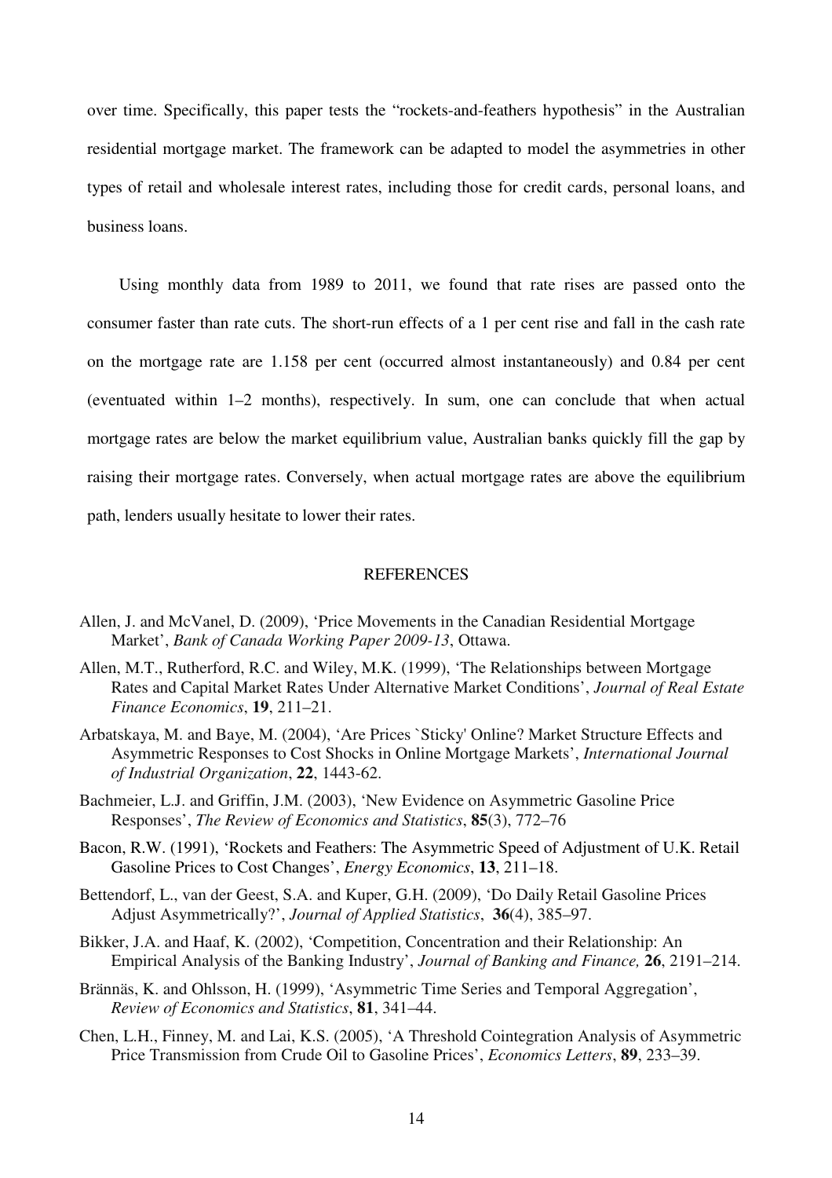over time. Specifically, this paper tests the "rockets-and-feathers hypothesis" in the Australian residential mortgage market. The framework can be adapted to model the asymmetries in other types of retail and wholesale interest rates, including those for credit cards, personal loans, and business loans.

Using monthly data from 1989 to 2011, we found that rate rises are passed onto the consumer faster than rate cuts. The short-run effects of a 1 per cent rise and fall in the cash rate on the mortgage rate are 1.158 per cent (occurred almost instantaneously) and 0.84 per cent (eventuated within 1–2 months), respectively. In sum, one can conclude that when actual mortgage rates are below the market equilibrium value, Australian banks quickly fill the gap by raising their mortgage rates. Conversely, when actual mortgage rates are above the equilibrium path, lenders usually hesitate to lower their rates.

## REFERENCES

Allen, J. and McVanel, D. (2009), 'Price Movements in the Canadian Residential Mortgage Market', *Bank of Canada Working Paper 2009-13*, Ottawa.

Allen, M.T., Rutherford, R.C. and Wiley, M.K. (1999), 'The Relationships between Mortgage Rates and Capital Market Rates Under Alternative Market Conditions', *Journal of Real Estate Finance Economics*, **19**, 211–21.

Arbatskaya, M. and Baye, M. (2004), 'Are Prices `Sticky' Online? Market Structure Effects and Asymmetric Responses to Cost Shocks in Online Mortgage Markets', *International Journal of Industrial Organization*, **22**, 1443-62.

Bachmeier, L.J. and Griffin, J.M. (2003), 'New Evidence on Asymmetric Gasoline Price Responses', *The Review of Economics and Statistics*, **85**(3), 772–76

Bacon, R.W. (1991), 'Rockets and Feathers: The Asymmetric Speed of Adjustment of U.K. Retail Gasoline Prices to Cost Changes', *Energy Economics*, **13**, 211–18.

Bettendorf, L., van der Geest, S.A. and Kuper, G.H. (2009), 'Do Daily Retail Gasoline Prices Adjust Asymmetrically?', *Journal of Applied Statistics*, **36**(4), 385–97.

Bikker, J.A. and Haaf, K. (2002), 'Competition, Concentration and their Relationship: An Empirical Analysis of the Banking Industry', *Journal of Banking and Finance,* **26**, 2191–214.

Brännäs, K. and Ohlsson, H. (1999), 'Asymmetric Time Series and Temporal Aggregation', *Review of Economics and Statistics*, **81**, 341–44.

Chen, L.H., Finney, M. and Lai, K.S. (2005), 'A Threshold Cointegration Analysis of Asymmetric Price Transmission from Crude Oil to Gasoline Prices', *Economics Letters*, **89**, 233–39.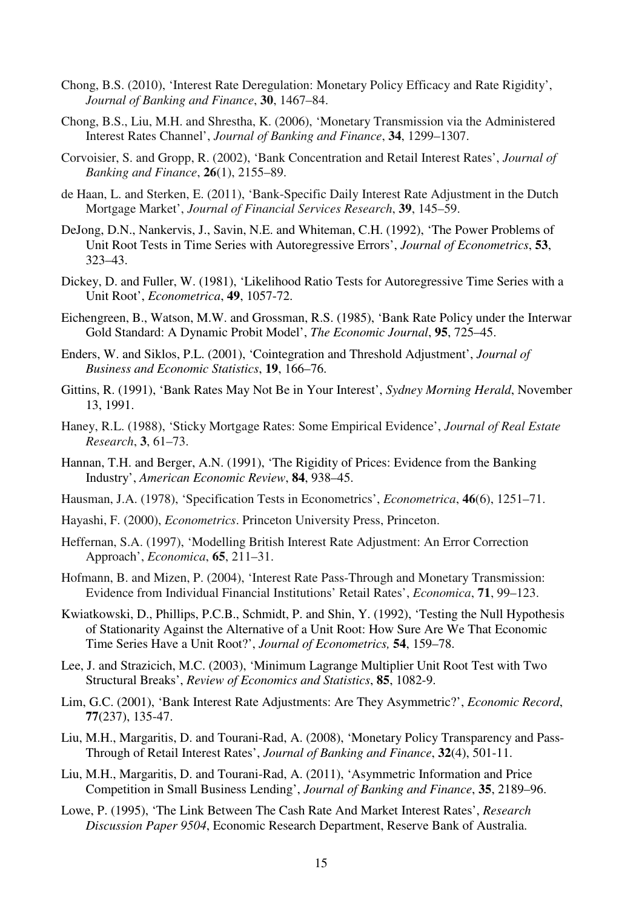Chong, B.S. (2010), 'Interest Rate Deregulation: Monetary Policy Efficacy and Rate Rigidity', *Journal of Banking and Finance*, **30**, 1467–84.

Chong, B.S., Liu, M.H. and Shrestha, K. (2006), 'Monetary Transmission via the Administered Interest Rates Channel', *Journal of Banking and Finance*, **34**, 1299–1307.

Corvoisier, S. and Gropp, R. (2002), 'Bank Concentration and Retail Interest Rates', *Journal of Banking and Finance*, **26**(1), 2155–89.

de Haan, L. and Sterken, E. (2011), 'Bank-Specific Daily Interest Rate Adjustment in the Dutch Mortgage Market', *Journal of Financial Services Research*, **39**, 145–59.

DeJong, D.N., Nankervis, J., Savin, N.E. and Whiteman, C.H. (1992), 'The Power Problems of Unit Root Tests in Time Series with Autoregressive Errors', *Journal of Econometrics*, **53**, 323–43.

Dickey, D. and Fuller, W. (1981), 'Likelihood Ratio Tests for Autoregressive Time Series with a Unit Root', *Econometrica*, **49**, 1057-72.

Eichengreen, B., Watson, M.W. and Grossman, R.S. (1985), 'Bank Rate Policy under the Interwar Gold Standard: A Dynamic Probit Model', *The Economic Journal*, **95**, 725–45.

Enders, W. and Siklos, P.L. (2001), 'Cointegration and Threshold Adjustment', *Journal of Business and Economic Statistics*, **19**, 166–76.

Gittins, R. (1991), 'Bank Rates May Not Be in Your Interest', *Sydney Morning Herald*, November 13, 1991.

Haney, R.L. (1988), 'Sticky Mortgage Rates: Some Empirical Evidence', *Journal of Real Estate Research*, **3**, 61–73.

Hannan, T.H. and Berger, A.N. (1991), 'The Rigidity of Prices: Evidence from the Banking Industry', *American Economic Review*, **84**, 938–45.

Hausman, J.A. (1978), 'Specification Tests in Econometrics', *Econometrica*, **46**(6), 1251–71.

Hayashi, F. (2000), *Econometrics*. Princeton University Press, Princeton.

Heffernan, S.A. (1997), 'Modelling British Interest Rate Adjustment: An Error Correction Approach', *Economica*, **65**, 211–31.

Hofmann, B. and Mizen, P. (2004), 'Interest Rate Pass-Through and Monetary Transmission: Evidence from Individual Financial Institutions' Retail Rates', *Economica*, **71**, 99–123.

Kwiatkowski, D., Phillips, P.C.B., Schmidt, P. and Shin, Y. (1992), 'Testing the Null Hypothesis of Stationarity Against the Alternative of a Unit Root: How Sure Are We That Economic Time Series Have a Unit Root?', *Journal of Econometrics,* **54**, 159–78.

Lee, J. and Strazicich, M.C. (2003), 'Minimum Lagrange Multiplier Unit Root Test with Two Structural Breaks', *Review of Economics and Statistics*, **85**, 1082-9.

Lim, G.C. (2001), 'Bank Interest Rate Adjustments: Are They Asymmetric?', *Economic Record*, **77**(237), 135-47.

Liu, M.H., Margaritis, D. and Tourani-Rad, A. (2008), 'Monetary Policy Transparency and Pass-Through of Retail Interest Rates', *Journal of Banking and Finance*, **32**(4), 501-11.

Liu, M.H., Margaritis, D. and Tourani-Rad, A. (2011), 'Asymmetric Information and Price Competition in Small Business Lending', *Journal of Banking and Finance*, **35**, 2189–96.

Lowe, P. (1995), 'The Link Between The Cash Rate And Market Interest Rates', *Research Discussion Paper 9504*, Economic Research Department, Reserve Bank of Australia.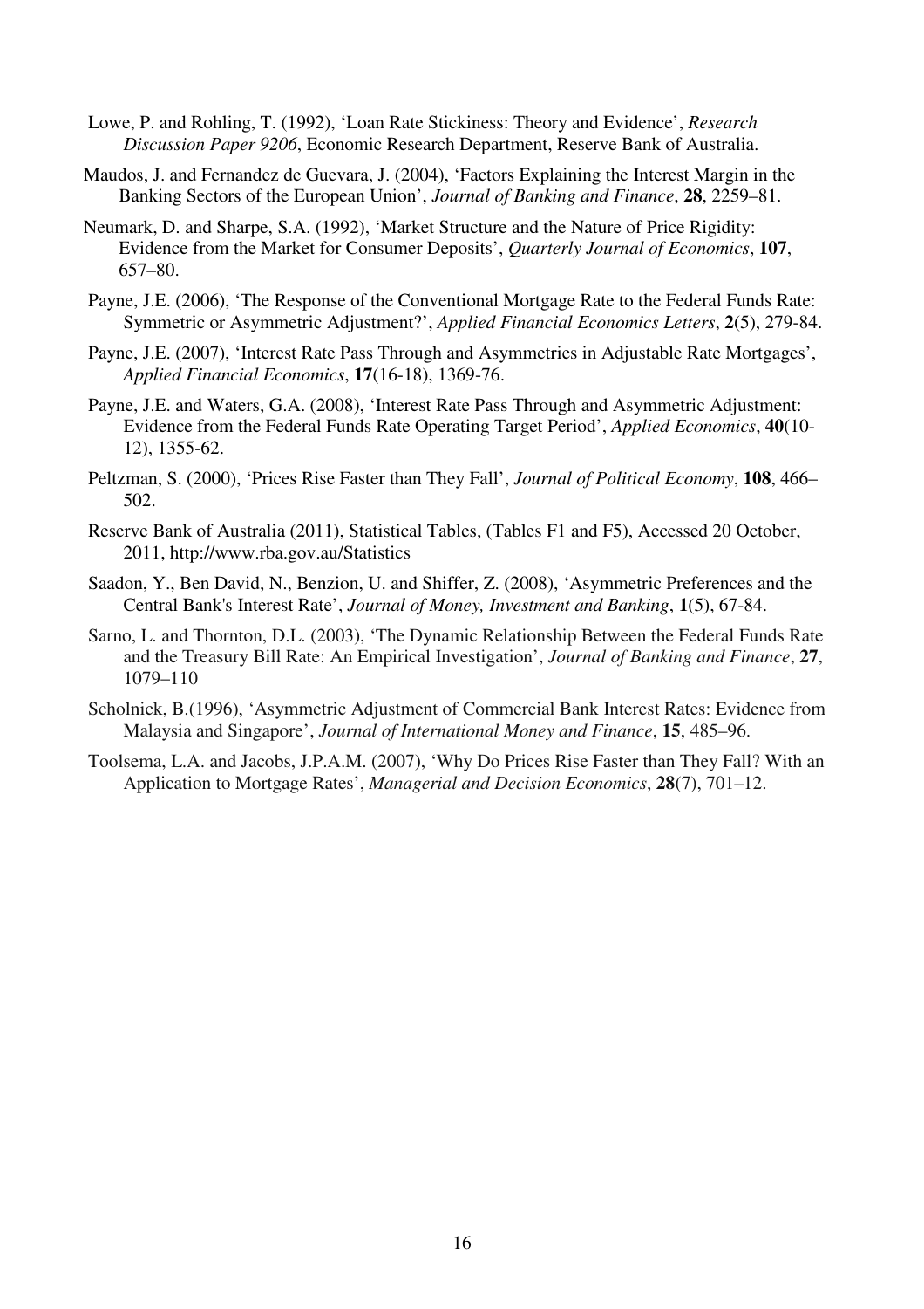Lowe, P. and Rohling, T. (1992), 'Loan Rate Stickiness: Theory and Evidence', *Research Discussion Paper 9206*, Economic Research Department, Reserve Bank of Australia.

Maudos, J. and Fernandez de Guevara, J. (2004), 'Factors Explaining the Interest Margin in the Banking Sectors of the European Union', *Journal of Banking and Finance*, **28**, 2259–81.

Neumark, D. and Sharpe, S.A. (1992), 'Market Structure and the Nature of Price Rigidity: Evidence from the Market for Consumer Deposits', *Quarterly Journal of Economics*, **107**, 657–80.

Payne, J.E. (2006), 'The Response of the Conventional Mortgage Rate to the Federal Funds Rate: Symmetric or Asymmetric Adjustment?', *Applied Financial Economics Letters*, **2**(5), 279-84.

Payne, J.E. (2007), 'Interest Rate Pass Through and Asymmetries in Adjustable Rate Mortgages', *Applied Financial Economics*, **17**(16-18), 1369-76.

Payne, J.E. and Waters, G.A. (2008), 'Interest Rate Pass Through and Asymmetric Adjustment: Evidence from the Federal Funds Rate Operating Target Period', *Applied Economics*, **40**(10-12), 1355-62.

Peltzman, S. (2000), 'Prices Rise Faster than They Fall', *Journal of Political Economy*, **108**, 466–502.

Reserve Bank of Australia (2011), Statistical Tables, (Tables F1 and F5), Accessed 20 October, 2011, http://www.rba.gov.au/Statistics

Saadon, Y., Ben David, N., Benzion, U. and Shiffer, Z. (2008), 'Asymmetric Preferences and the Central Bank's Interest Rate', *Journal of Money, Investment and Banking*, **1**(5), 67-84.

Sarno, L. and Thornton, D.L. (2003), 'The Dynamic Relationship Between the Federal Funds Rate and the Treasury Bill Rate: An Empirical Investigation', *Journal of Banking and Finance*, **27**, 1079–110

Scholnick, B.(1996), 'Asymmetric Adjustment of Commercial Bank Interest Rates: Evidence from Malaysia and Singapore', *Journal of International Money and Finance*, **15**, 485–96.

Toolsema, L.A. and Jacobs, J.P.A.M. (2007), 'Why Do Prices Rise Faster than They Fall? With an Application to Mortgage Rates', *Managerial and Decision Economics*, **28**(7), 701–12.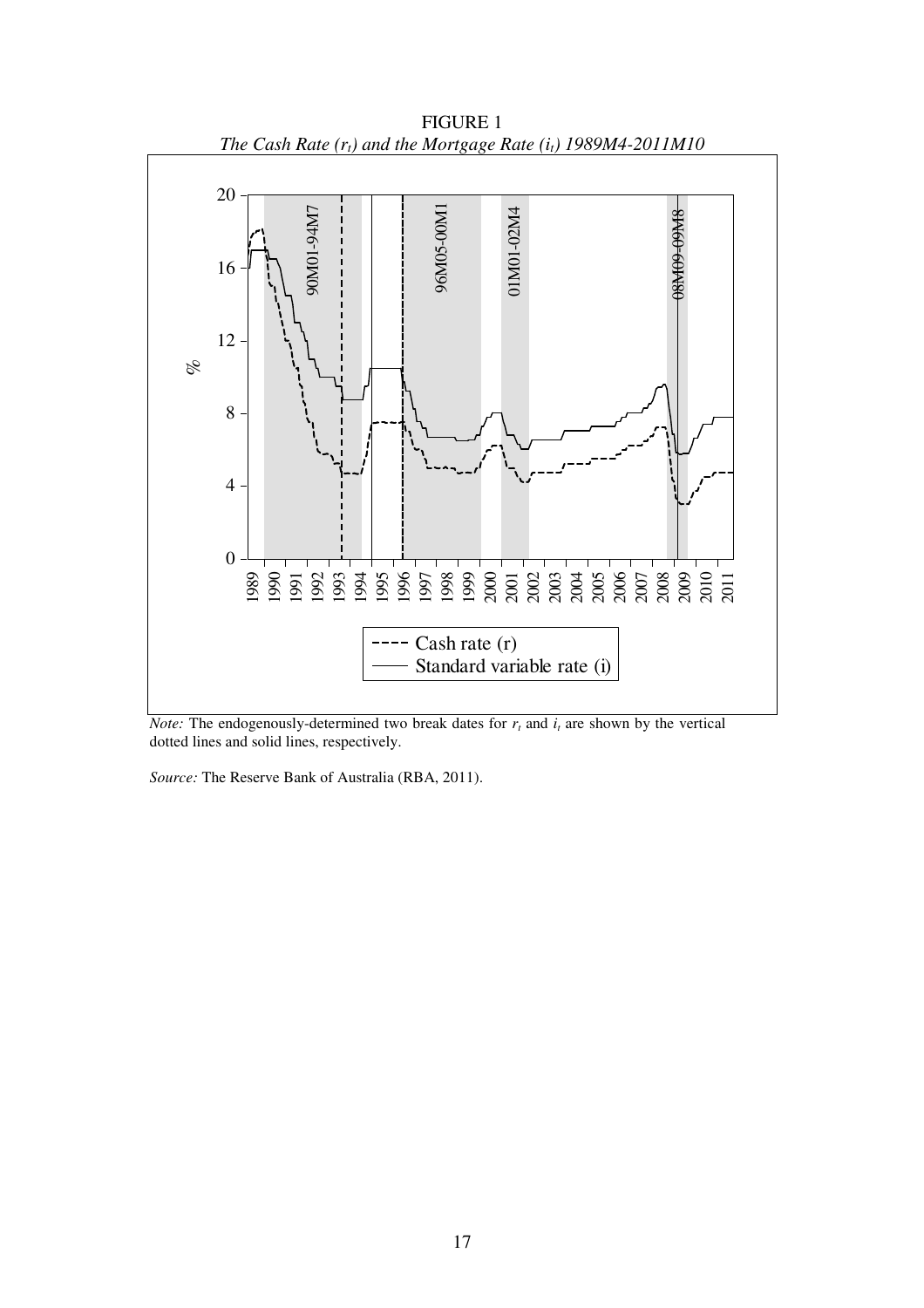FIGURE 1

*The Cash Rate ($r_t$) and the Mortgage Rate ($i_t$) 1989M4-2011M10*

*Note:* The endogenously-determined two break dates for $r_t$ and $i_t$ are shown by the vertical dotted lines and solid lines, respectively.

*Source:* The Reserve Bank of Australia (RBA, 2011).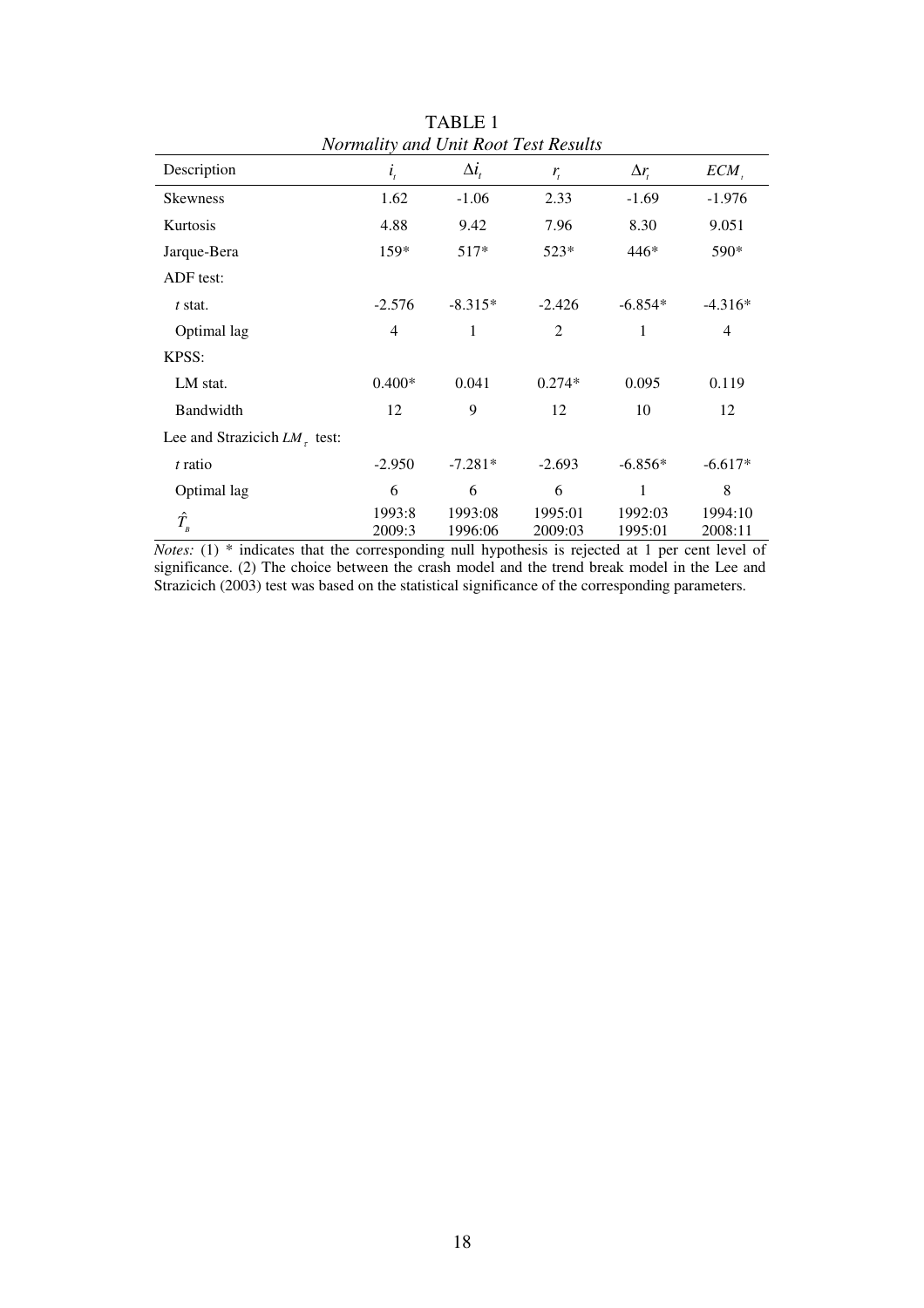TABLE 1

*Normality and Unit Root Test Results*

| Description | $i_t$ | $\Delta i_t$ | $r_t$ | $\Delta r_t$ | $ECM_t$ |
|---|---|---|---|---|---|
| Skewness | 1.62 | -1.06 | 2.33 | -1.69 | -1.976 |
| Kurtosis | 4.88 | 9.42 | 7.96 | 8.30 | 9.051 |
| Jarque-Bera | 159* | 517* | 523* | 446* | 590* |
| ADF test: | | | | | |
| *t* stat. | -2.576 | -8.315* | -2.426 | -6.854* | -4.316* |
| Optimal lag | 4 | 1 | 2 | 1 | 4 |
| KPSS: | | | | | |
| LM stat. | 0.400* | 0.041 | 0.274* | 0.095 | 0.119 |
| Bandwidth | 12 | 9 | 12 | 10 | 12 |
| Lee and Strazicich $LM_\tau$ test: | | | | | |
| *t* ratio | -2.950 | -7.281* | -2.693 | -6.856* | -6.617* |
| Optimal lag | 6 | 6 | 6 | 1 | 8 |
| $\hat{T}_B$ | 1993:8 2009:3 | 1993:08 1996:06 | 1995:01 2009:03 | 1992:03 1995:01 | 1994:10 2008:11 |

*Notes:* (1) * indicates that the corresponding null hypothesis is rejected at 1 per cent level of significance. (2) The choice between the crash model and the trend break model in the Lee and Strazicich (2003) test was based on the statistical significance of the corresponding parameters.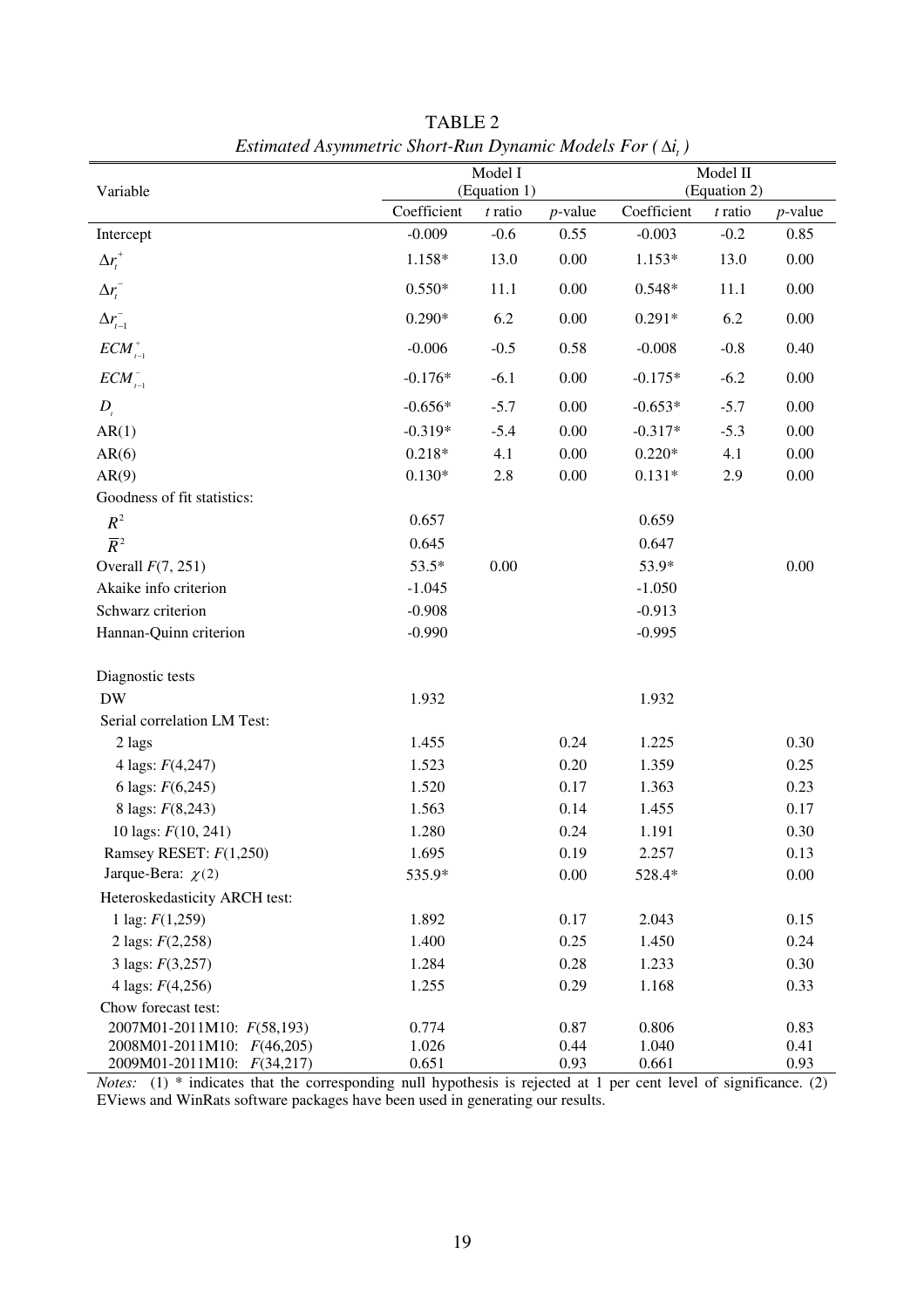TABLE 2

*Estimated Asymmetric Short-Run Dynamic Models For ( $\Delta i_t$ )*

| Variable | Model I (Equation 1) | | | Model II (Equation 2) | | |
|---|---|---|---|---|---|---|
| | Coefficient | *t* ratio | *p*-value | Coefficient | *t* ratio | *p*-value |
| Intercept | -0.009 | -0.6 | 0.55 | -0.003 | -0.2 | 0.85 |
| $\Delta r_t^+$ | 1.158* | 13.0 | 0.00 | 1.153* | 13.0 | 0.00 |
| $\Delta r_t^-$ | 0.550* | 11.1 | 0.00 | 0.548* | 11.1 | 0.00 |
| $\Delta r_{t-1}^-$ | 0.290* | 6.2 | 0.00 | 0.291* | 6.2 | 0.00 |
| $ECM_{t-1}^+$ | -0.006 | -0.5 | 0.58 | -0.008 | -0.8 | 0.40 |
| $ECM_{t-1}^-$ | -0.176* | -6.1 | 0.00 | -0.175* | -6.2 | 0.00 |
| $D_t$ | -0.656* | -5.7 | 0.00 | -0.653* | -5.7 | 0.00 |
| AR(1) | -0.319* | -5.4 | 0.00 | -0.317* | -5.3 | 0.00 |
| AR(6) | 0.218* | 4.1 | 0.00 | 0.220* | 4.1 | 0.00 |
| AR(9) | 0.130* | 2.8 | 0.00 | 0.131* | 2.9 | 0.00 |
| Goodness of fit statistics: | | | | | | |
| $R^2$ | 0.657 | | | 0.659 | | |
| $\overline{R}^2$ | 0.645 | | | 0.647 | | |
| Overall $F(7, 251)$ | 53.5* | 0.00 | | 53.9* | | 0.00 |
| Akaike info criterion | -1.045 | | | -1.050 | | |
| Schwarz criterion | -0.908 | | | -0.913 | | |
| Hannan-Quinn criterion | -0.990 | | | -0.995 | | |
| | | | | | | |
| Diagnostic tests | | | | | | |
| DW | 1.932 | | | 1.932 | | |
| Serial correlation LM Test: | | | | | | |
| 2 lags | 1.455 | | 0.24 | 1.225 | | 0.30 |
| 4 lags: $F(4,247)$ | 1.523 | | 0.20 | 1.359 | | 0.25 |
| 6 lags: $F(6,245)$ | 1.520 | | 0.17 | 1.363 | | 0.23 |
| 8 lags: $F(8,243)$ | 1.563 | | 0.14 | 1.455 | | 0.17 |
| 10 lags: $F(10, 241)$ | 1.280 | | 0.24 | 1.191 | | 0.30 |
| Ramsey RESET: $F(1,250)$ | 1.695 | | 0.19 | 2.257 | | 0.13 |
| Jarque-Bera: $\chi(2)$ | 535.9* | | 0.00 | 528.4* | | 0.00 |
| Heteroskedasticity ARCH test: | | | | | | |
| 1 lag: $F(1,259)$ | 1.892 | | 0.17 | 2.043 | | 0.15 |
| 2 lags: $F(2,258)$ | 1.400 | | 0.25 | 1.450 | | 0.24 |
| 3 lags: $F(3,257)$ | 1.284 | | 0.28 | 1.233 | | 0.30 |
| 4 lags: $F(4,256)$ | 1.255 | | 0.29 | 1.168 | | 0.33 |
| Chow forecast test: | | | | | | |
| 2007M01-2011M10: $F(58,193)$ | 0.774 | | 0.87 | 0.806 | | 0.83 |
| 2008M01-2011M10: $F(46,205)$ | 1.026 | | 0.44 | 1.040 | | 0.41 |
| 2009M01-2011M10: $F(34,217)$ | 0.651 | | 0.93 | 0.661 | | 0.93 |

*Notes:* (1) * indicates that the corresponding null hypothesis is rejected at 1 per cent level of significance. (2) EViews and WinRats software packages have been used in generating our results.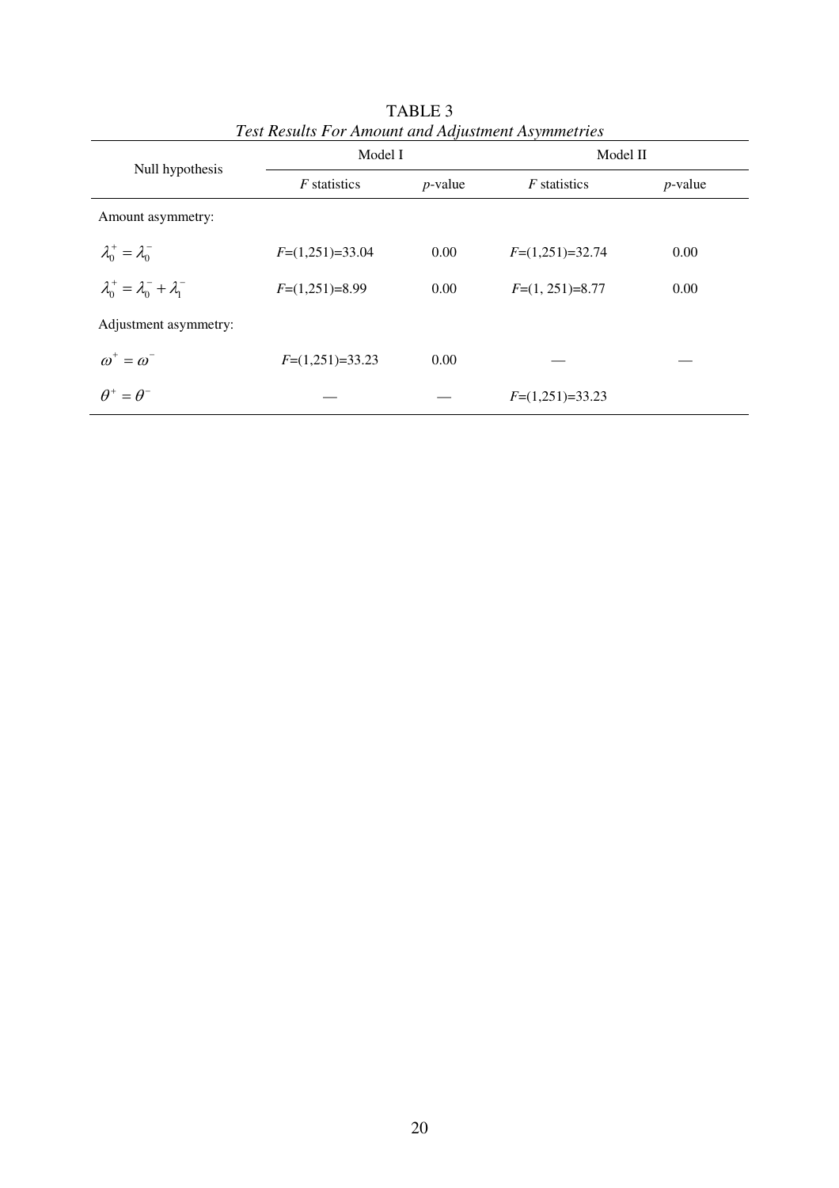TABLE 3

*Test Results For Amount and Adjustment Asymmetries*

| Null hypothesis | Model I | | Model II | |
|---|---|---|---|---|
| | *F* statistics | *p*-value | *F* statistics | *p*-value |
| Amount asymmetry: | | | | |
| $\lambda_0^+ = \lambda_0^-$ | *F*=(1,251)=33.04 | 0.00 | *F*=(1,251)=32.74 | 0.00 |
| $\lambda_0^+ = \lambda_0^- + \lambda_1^-$ | *F*=(1,251)=8.99 | 0.00 | *F*=(1, 251)=8.77 | 0.00 |
| Adjustment asymmetry: | | | | |
| $\omega^+ = \omega^-$ | *F*=(1,251)=33.23 | 0.00 | — | — |
| $\theta^+ = \theta^-$ | — | — | *F*=(1,251)=33.23 | |